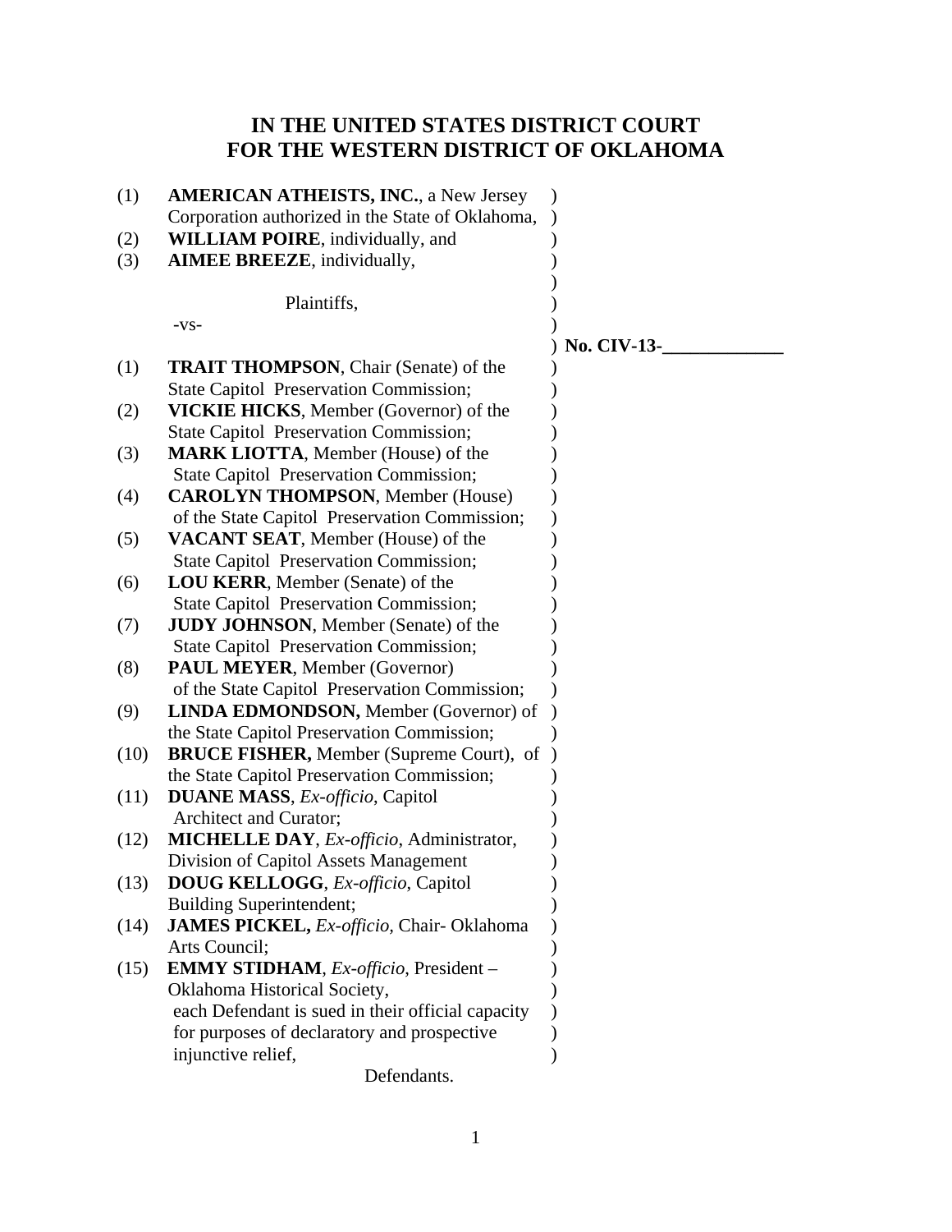# IN THE UNITED STATES DISTRICT COURT
# FOR THE WESTERN DISTRICT OF OKLAHOMA

(1) **AMERICAN ATHEISTS, INC.**, a New Jersey Corporation authorized in the State of Oklahoma,
(2) **WILLIAM POIRE**, individually, and
(3) **AIMEE BREEZE**, individually,

Plaintiffs,

-vs-

**No. CIV-13-\_\_\_\_\_\_\_\_\_\_\_\_\_**

(1) **TRAIT THOMPSON**, Chair (Senate) of the State Capitol Preservation Commission;
(2) **VICKIE HICKS**, Member (Governor) of the State Capitol Preservation Commission;
(3) **MARK LIOTTA**, Member (House) of the State Capitol Preservation Commission;
(4) **CAROLYN THOMPSON**, Member (House) of the State Capitol Preservation Commission;
(5) **VACANT SEAT**, Member (House) of the State Capitol Preservation Commission;
(6) **LOU KERR**, Member (Senate) of the State Capitol Preservation Commission;
(7) **JUDY JOHNSON**, Member (Senate) of the State Capitol Preservation Commission;
(8) **PAUL MEYER**, Member (Governor) of the State Capitol Preservation Commission;
(9) **LINDA EDMONDSON,** Member (Governor) of the State Capitol Preservation Commission;
(10) **BRUCE FISHER,** Member (Supreme Court), of the State Capitol Preservation Commission;
(11) **DUANE MASS**, *Ex-officio*, Capitol Architect and Curator;
(12) **MICHELLE DAY**, *Ex-officio*, Administrator, Division of Capitol Assets Management
(13) **DOUG KELLOGG**, *Ex-officio*, Capitol Building Superintendent;
(14) **JAMES PICKEL,** *Ex-officio*, Chair- Oklahoma Arts Council;
(15) **EMMY STIDHAM**, *Ex-officio*, President – Oklahoma Historical Society,
each Defendant is sued in their official capacity for purposes of declaratory and prospective injunctive relief,

Defendants.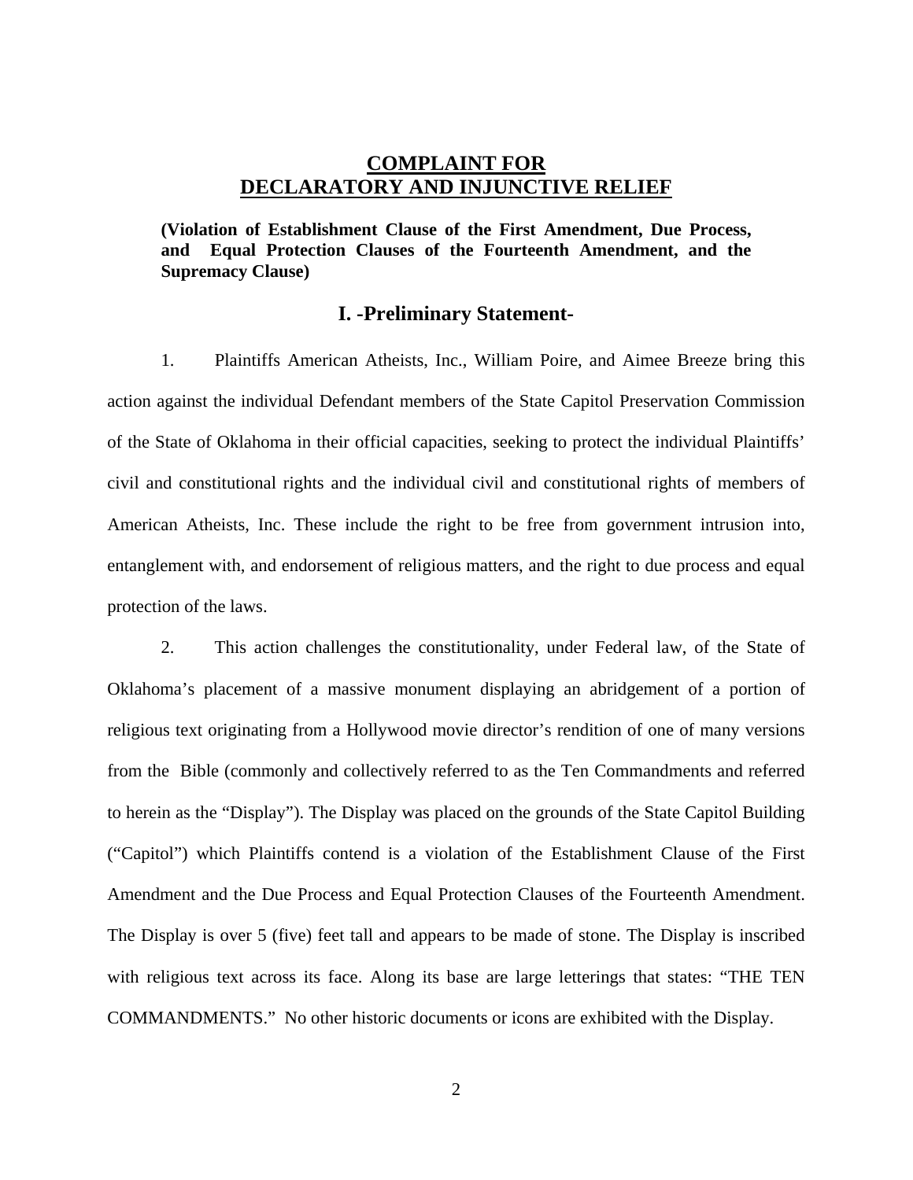# COMPLAINT FOR DECLARATORY AND INJUNCTIVE RELIEF

**(Violation of Establishment Clause of the First Amendment, Due Process, and Equal Protection Clauses of the Fourteenth Amendment, and the Supremacy Clause)**

## I. -Preliminary Statement-

1. Plaintiffs American Atheists, Inc., William Poire, and Aimee Breeze bring this action against the individual Defendant members of the State Capitol Preservation Commission of the State of Oklahoma in their official capacities, seeking to protect the individual Plaintiffs' civil and constitutional rights and the individual civil and constitutional rights of members of American Atheists, Inc. These include the right to be free from government intrusion into, entanglement with, and endorsement of religious matters, and the right to due process and equal protection of the laws.

2. This action challenges the constitutionality, under Federal law, of the State of Oklahoma's placement of a massive monument displaying an abridgement of a portion of religious text originating from a Hollywood movie director's rendition of one of many versions from the Bible (commonly and collectively referred to as the Ten Commandments and referred to herein as the "Display"). The Display was placed on the grounds of the State Capitol Building ("Capitol") which Plaintiffs contend is a violation of the Establishment Clause of the First Amendment and the Due Process and Equal Protection Clauses of the Fourteenth Amendment. The Display is over 5 (five) feet tall and appears to be made of stone. The Display is inscribed with religious text across its face. Along its base are large letterings that states: "THE TEN COMMANDMENTS." No other historic documents or icons are exhibited with the Display.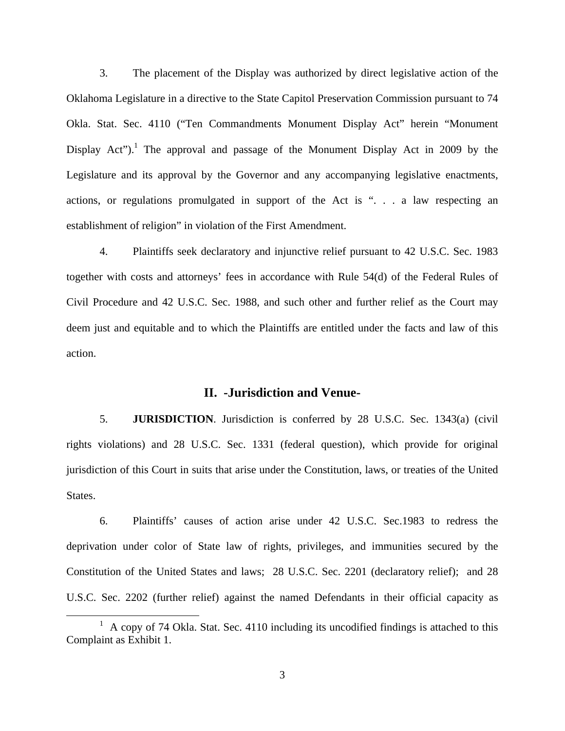3. The placement of the Display was authorized by direct legislative action of the Oklahoma Legislature in a directive to the State Capitol Preservation Commission pursuant to 74 Okla. Stat. Sec. 4110 ("Ten Commandments Monument Display Act" herein "Monument Display Act").[1] The approval and passage of the Monument Display Act in 2009 by the Legislature and its approval by the Governor and any accompanying legislative enactments, actions, or regulations promulgated in support of the Act is ". . . a law respecting an establishment of religion" in violation of the First Amendment.

4. Plaintiffs seek declaratory and injunctive relief pursuant to 42 U.S.C. Sec. 1983 together with costs and attorneys' fees in accordance with Rule 54(d) of the Federal Rules of Civil Procedure and 42 U.S.C. Sec. 1988, and such other and further relief as the Court may deem just and equitable and to which the Plaintiffs are entitled under the facts and law of this action.

## II. -Jurisdiction and Venue-

5. **JURISDICTION**. Jurisdiction is conferred by 28 U.S.C. Sec. 1343(a) (civil rights violations) and 28 U.S.C. Sec. 1331 (federal question), which provide for original jurisdiction of this Court in suits that arise under the Constitution, laws, or treaties of the United States.

6. Plaintiffs' causes of action arise under 42 U.S.C. Sec.1983 to redress the deprivation under color of State law of rights, privileges, and immunities secured by the Constitution of the United States and laws; 28 U.S.C. Sec. 2201 (declaratory relief); and 28 U.S.C. Sec. 2202 (further relief) against the named Defendants in their official capacity as

---

[1] A copy of 74 Okla. Stat. Sec. 4110 including its uncodified findings is attached to this Complaint as Exhibit 1.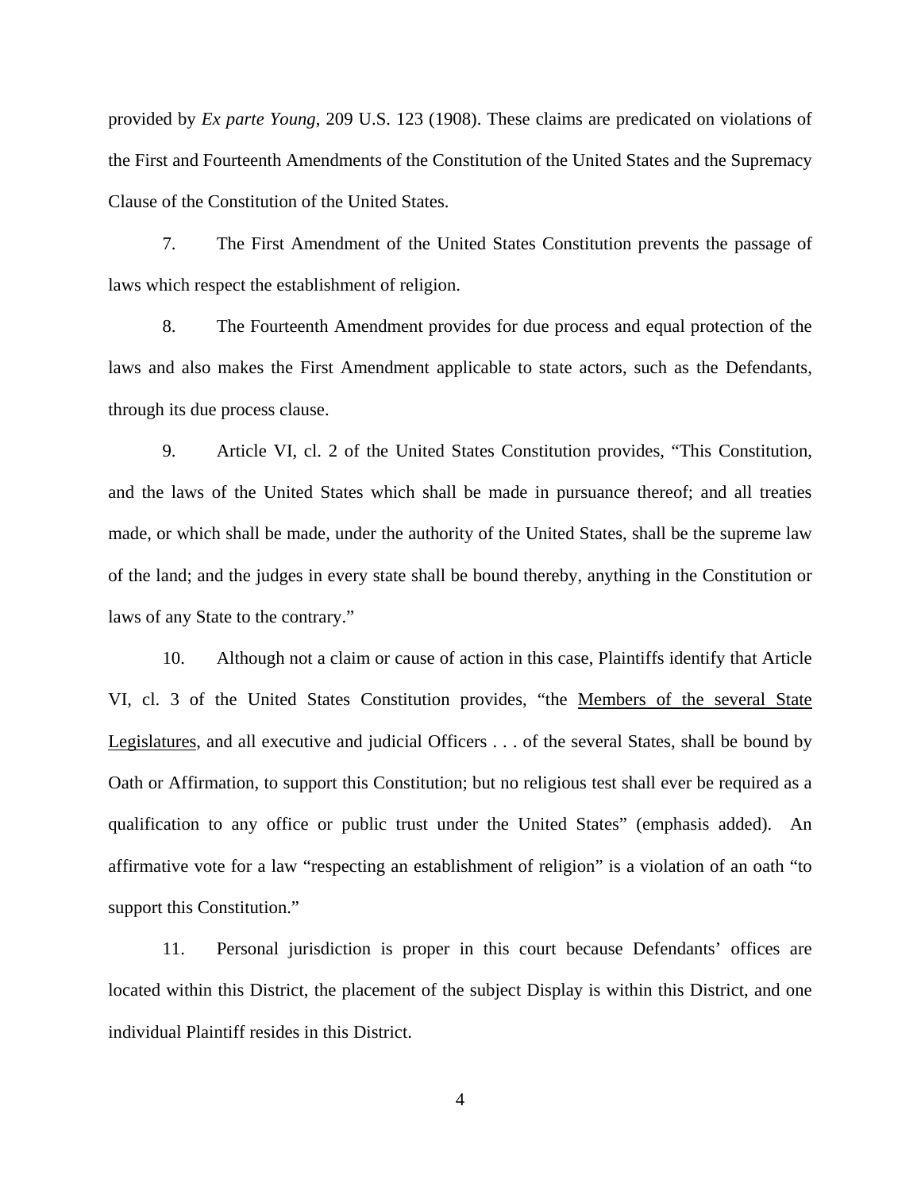provided by *Ex parte Young*, 209 U.S. 123 (1908). These claims are predicated on violations of the First and Fourteenth Amendments of the Constitution of the United States and the Supremacy Clause of the Constitution of the United States.

7. The First Amendment of the United States Constitution prevents the passage of laws which respect the establishment of religion.

8. The Fourteenth Amendment provides for due process and equal protection of the laws and also makes the First Amendment applicable to state actors, such as the Defendants, through its due process clause.

9. Article VI, cl. 2 of the United States Constitution provides, "This Constitution, and the laws of the United States which shall be made in pursuance thereof; and all treaties made, or which shall be made, under the authority of the United States, shall be the supreme law of the land; and the judges in every state shall be bound thereby, anything in the Constitution or laws of any State to the contrary."

10. Although not a claim or cause of action in this case, Plaintiffs identify that Article VI, cl. 3 of the United States Constitution provides, "the <u>Members of the several State Legislatures</u>, and all executive and judicial Officers . . . of the several States, shall be bound by Oath or Affirmation, to support this Constitution; but no religious test shall ever be required as a qualification to any office or public trust under the United States" (emphasis added). An affirmative vote for a law "respecting an establishment of religion" is a violation of an oath "to support this Constitution."

11. Personal jurisdiction is proper in this court because Defendants' offices are located within this District, the placement of the subject Display is within this District, and one individual Plaintiff resides in this District.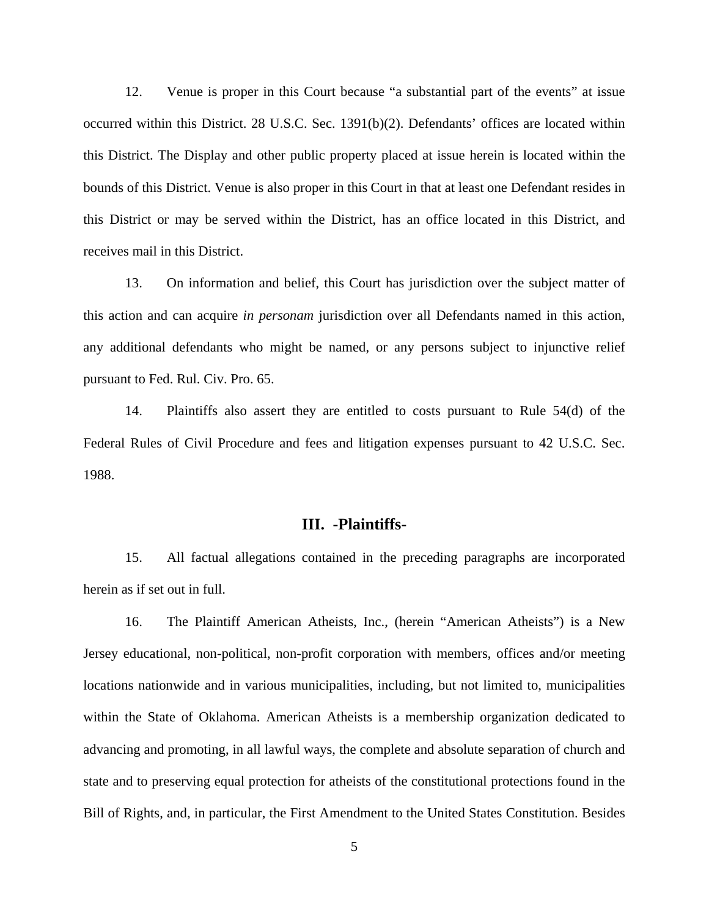12. Venue is proper in this Court because "a substantial part of the events" at issue occurred within this District. 28 U.S.C. Sec. 1391(b)(2). Defendants' offices are located within this District. The Display and other public property placed at issue herein is located within the bounds of this District. Venue is also proper in this Court in that at least one Defendant resides in this District or may be served within the District, has an office located in this District, and receives mail in this District.

13. On information and belief, this Court has jurisdiction over the subject matter of this action and can acquire *in personam* jurisdiction over all Defendants named in this action, any additional defendants who might be named, or any persons subject to injunctive relief pursuant to Fed. Rul. Civ. Pro. 65.

14. Plaintiffs also assert they are entitled to costs pursuant to Rule 54(d) of the Federal Rules of Civil Procedure and fees and litigation expenses pursuant to 42 U.S.C. Sec. 1988.

## III. -Plaintiffs-

15. All factual allegations contained in the preceding paragraphs are incorporated herein as if set out in full.

16. The Plaintiff American Atheists, Inc., (herein "American Atheists") is a New Jersey educational, non-political, non-profit corporation with members, offices and/or meeting locations nationwide and in various municipalities, including, but not limited to, municipalities within the State of Oklahoma. American Atheists is a membership organization dedicated to advancing and promoting, in all lawful ways, the complete and absolute separation of church and state and to preserving equal protection for atheists of the constitutional protections found in the Bill of Rights, and, in particular, the First Amendment to the United States Constitution. Besides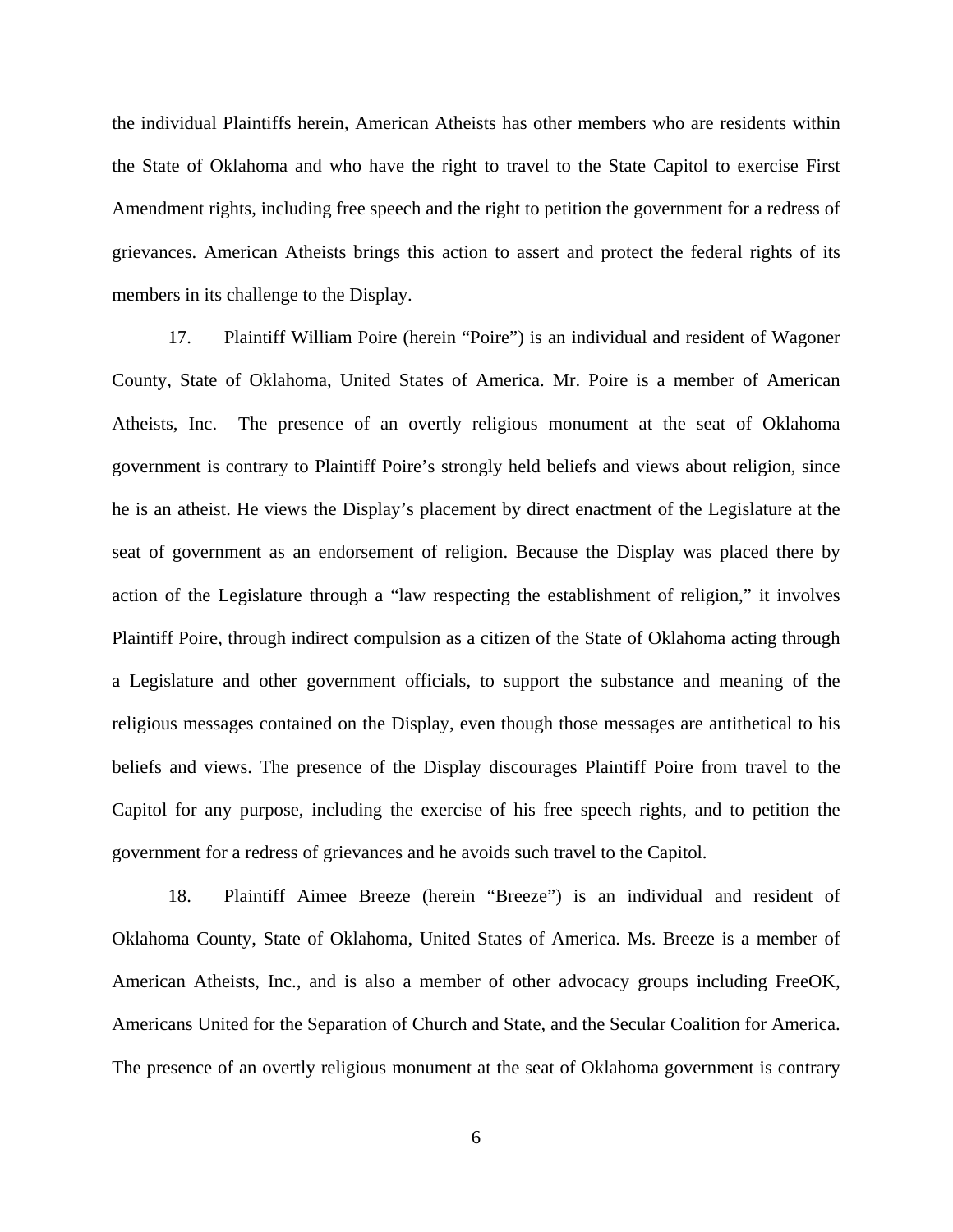the individual Plaintiffs herein, American Atheists has other members who are residents within the State of Oklahoma and who have the right to travel to the State Capitol to exercise First Amendment rights, including free speech and the right to petition the government for a redress of grievances. American Atheists brings this action to assert and protect the federal rights of its members in its challenge to the Display.

17. Plaintiff William Poire (herein "Poire") is an individual and resident of Wagoner County, State of Oklahoma, United States of America. Mr. Poire is a member of American Atheists, Inc. The presence of an overtly religious monument at the seat of Oklahoma government is contrary to Plaintiff Poire's strongly held beliefs and views about religion, since he is an atheist. He views the Display's placement by direct enactment of the Legislature at the seat of government as an endorsement of religion. Because the Display was placed there by action of the Legislature through a "law respecting the establishment of religion," it involves Plaintiff Poire, through indirect compulsion as a citizen of the State of Oklahoma acting through a Legislature and other government officials, to support the substance and meaning of the religious messages contained on the Display, even though those messages are antithetical to his beliefs and views. The presence of the Display discourages Plaintiff Poire from travel to the Capitol for any purpose, including the exercise of his free speech rights, and to petition the government for a redress of grievances and he avoids such travel to the Capitol.

18. Plaintiff Aimee Breeze (herein "Breeze") is an individual and resident of Oklahoma County, State of Oklahoma, United States of America. Ms. Breeze is a member of American Atheists, Inc., and is also a member of other advocacy groups including FreeOK, Americans United for the Separation of Church and State, and the Secular Coalition for America. The presence of an overtly religious monument at the seat of Oklahoma government is contrary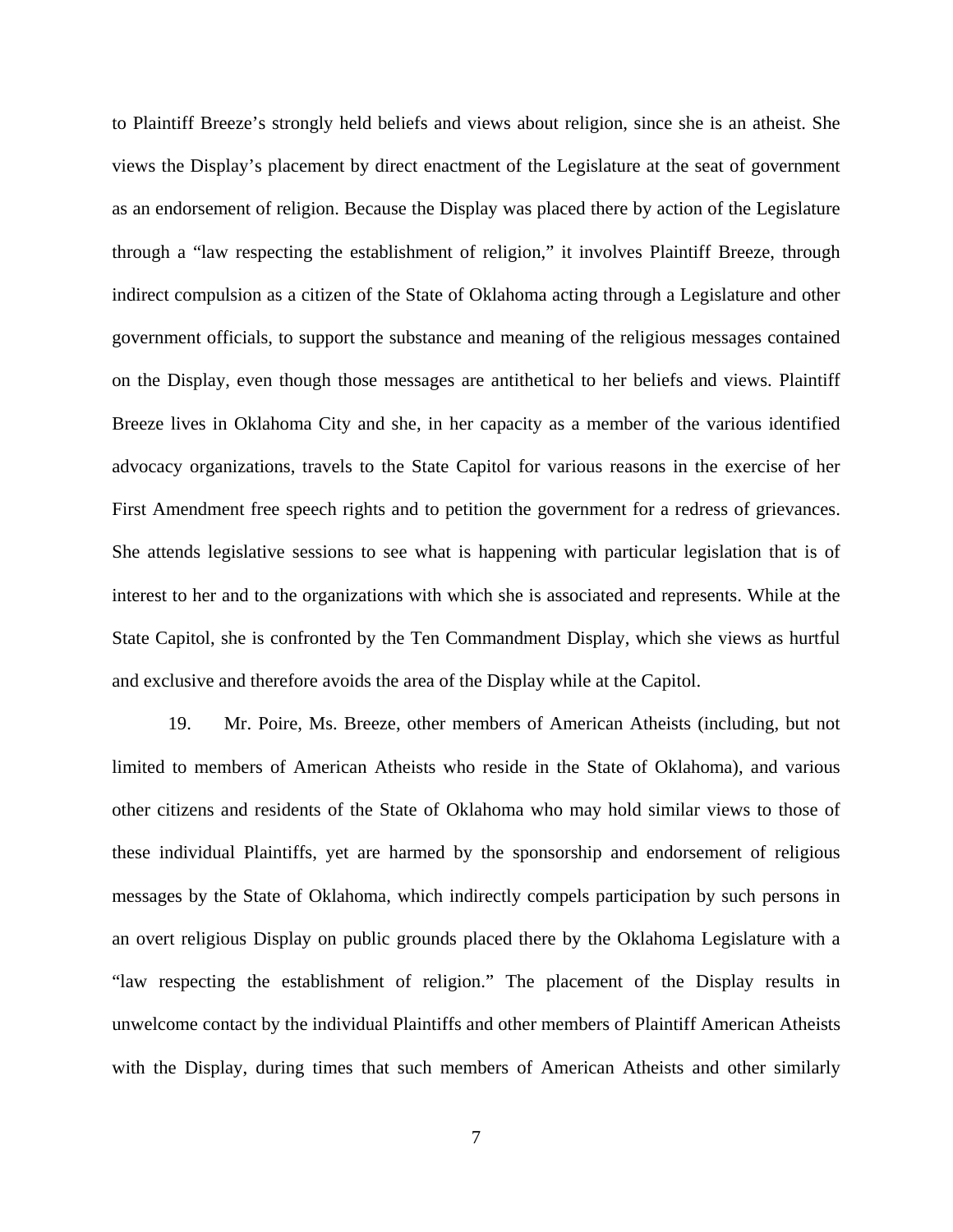to Plaintiff Breeze's strongly held beliefs and views about religion, since she is an atheist. She views the Display's placement by direct enactment of the Legislature at the seat of government as an endorsement of religion. Because the Display was placed there by action of the Legislature through a "law respecting the establishment of religion," it involves Plaintiff Breeze, through indirect compulsion as a citizen of the State of Oklahoma acting through a Legislature and other government officials, to support the substance and meaning of the religious messages contained on the Display, even though those messages are antithetical to her beliefs and views. Plaintiff Breeze lives in Oklahoma City and she, in her capacity as a member of the various identified advocacy organizations, travels to the State Capitol for various reasons in the exercise of her First Amendment free speech rights and to petition the government for a redress of grievances. She attends legislative sessions to see what is happening with particular legislation that is of interest to her and to the organizations with which she is associated and represents. While at the State Capitol, she is confronted by the Ten Commandment Display, which she views as hurtful and exclusive and therefore avoids the area of the Display while at the Capitol.

19. Mr. Poire, Ms. Breeze, other members of American Atheists (including, but not limited to members of American Atheists who reside in the State of Oklahoma), and various other citizens and residents of the State of Oklahoma who may hold similar views to those of these individual Plaintiffs, yet are harmed by the sponsorship and endorsement of religious messages by the State of Oklahoma, which indirectly compels participation by such persons in an overt religious Display on public grounds placed there by the Oklahoma Legislature with a "law respecting the establishment of religion." The placement of the Display results in unwelcome contact by the individual Plaintiffs and other members of Plaintiff American Atheists with the Display, during times that such members of American Atheists and other similarly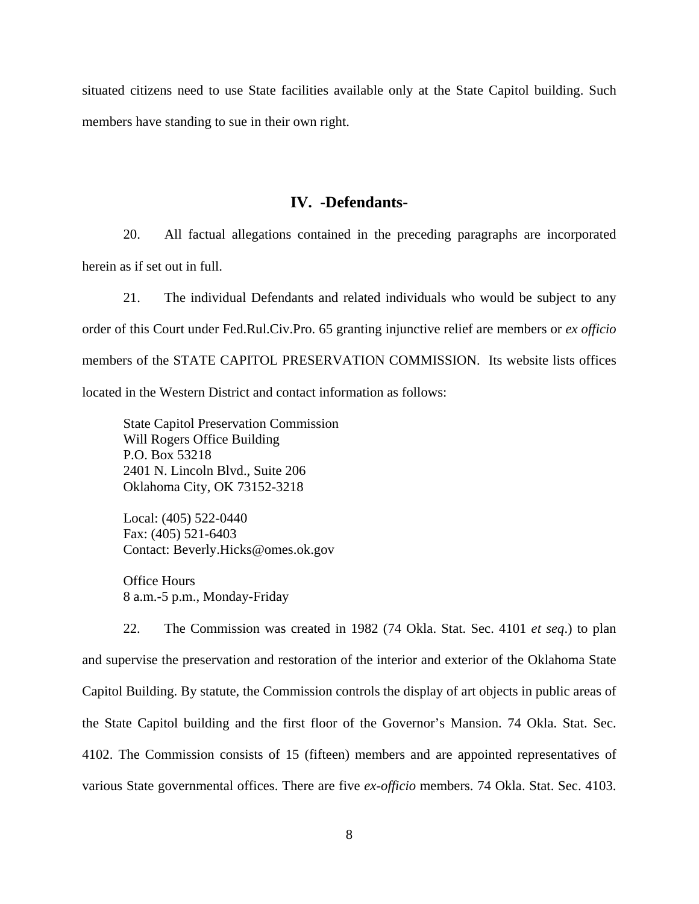situated citizens need to use State facilities available only at the State Capitol building. Such members have standing to sue in their own right.

## IV. -Defendants-

20. All factual allegations contained in the preceding paragraphs are incorporated herein as if set out in full.

21. The individual Defendants and related individuals who would be subject to any order of this Court under Fed.Rul.Civ.Pro. 65 granting injunctive relief are members or *ex officio* members of the STATE CAPITOL PRESERVATION COMMISSION. Its website lists offices located in the Western District and contact information as follows:

> State Capitol Preservation Commission
> Will Rogers Office Building
> P.O. Box 53218
> 2401 N. Lincoln Blvd., Suite 206
> Oklahoma City, OK 73152-3218
>
> Local: (405) 522-0440
> Fax: (405) 521-6403
> Contact: Beverly.Hicks@omes.ok.gov
>
> Office Hours
> 8 a.m.-5 p.m., Monday-Friday

22. The Commission was created in 1982 (74 Okla. Stat. Sec. 4101 *et seq*.) to plan and supervise the preservation and restoration of the interior and exterior of the Oklahoma State Capitol Building. By statute, the Commission controls the display of art objects in public areas of the State Capitol building and the first floor of the Governor's Mansion. 74 Okla. Stat. Sec. 4102. The Commission consists of 15 (fifteen) members and are appointed representatives of various State governmental offices. There are five *ex-officio* members. 74 Okla. Stat. Sec. 4103.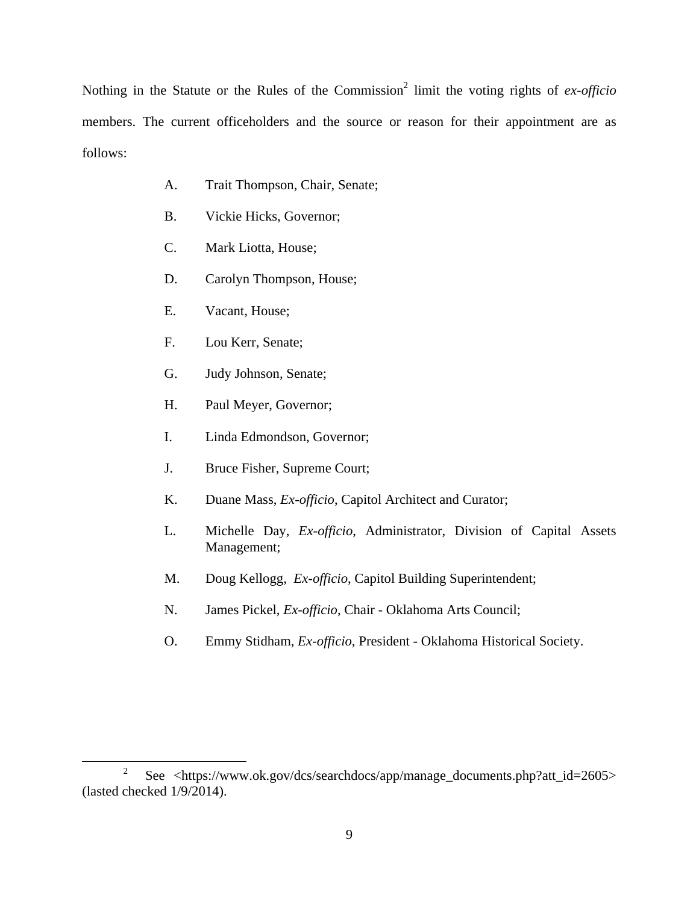Nothing in the Statute or the Rules of the Commission[2] limit the voting rights of *ex-officio* members. The current officeholders and the source or reason for their appointment are as follows:

A. Trait Thompson, Chair, Senate;

B. Vickie Hicks, Governor;

C. Mark Liotta, House;

D. Carolyn Thompson, House;

E. Vacant, House;

F. Lou Kerr, Senate;

G. Judy Johnson, Senate;

H. Paul Meyer, Governor;

I. Linda Edmondson, Governor;

J. Bruce Fisher, Supreme Court;

K. Duane Mass, *Ex-officio*, Capitol Architect and Curator;

L. Michelle Day, *Ex-officio*, Administrator, Division of Capital Assets Management;

M. Doug Kellogg, *Ex-officio*, Capitol Building Superintendent;

N. James Pickel, *Ex-officio*, Chair - Oklahoma Arts Council;

O. Emmy Stidham, *Ex-officio*, President - Oklahoma Historical Society.

---

[2] See <https://www.ok.gov/dcs/searchdocs/app/manage_documents.php?att_id=2605> (lasted checked 1/9/2014).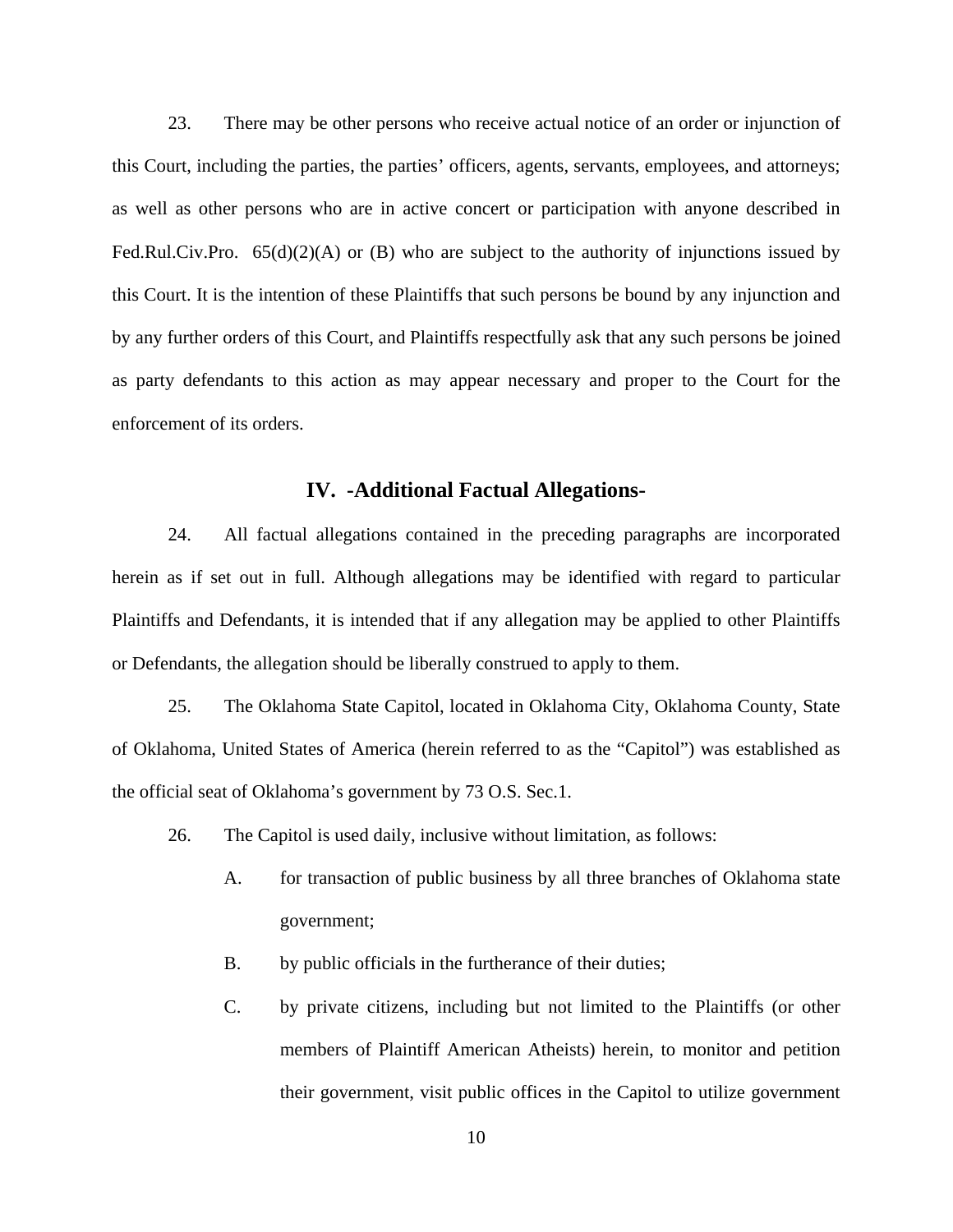23. There may be other persons who receive actual notice of an order or injunction of this Court, including the parties, the parties' officers, agents, servants, employees, and attorneys; as well as other persons who are in active concert or participation with anyone described in Fed.Rul.Civ.Pro. 65(d)(2)(A) or (B) who are subject to the authority of injunctions issued by this Court. It is the intention of these Plaintiffs that such persons be bound by any injunction and by any further orders of this Court, and Plaintiffs respectfully ask that any such persons be joined as party defendants to this action as may appear necessary and proper to the Court for the enforcement of its orders.

## IV. -Additional Factual Allegations-

24. All factual allegations contained in the preceding paragraphs are incorporated herein as if set out in full. Although allegations may be identified with regard to particular Plaintiffs and Defendants, it is intended that if any allegation may be applied to other Plaintiffs or Defendants, the allegation should be liberally construed to apply to them.

25. The Oklahoma State Capitol, located in Oklahoma City, Oklahoma County, State of Oklahoma, United States of America (herein referred to as the "Capitol") was established as the official seat of Oklahoma's government by 73 O.S. Sec.1.

26. The Capitol is used daily, inclusive without limitation, as follows:

A. for transaction of public business by all three branches of Oklahoma state government;

B. by public officials in the furtherance of their duties;

C. by private citizens, including but not limited to the Plaintiffs (or other members of Plaintiff American Atheists) herein, to monitor and petition their government, visit public offices in the Capitol to utilize government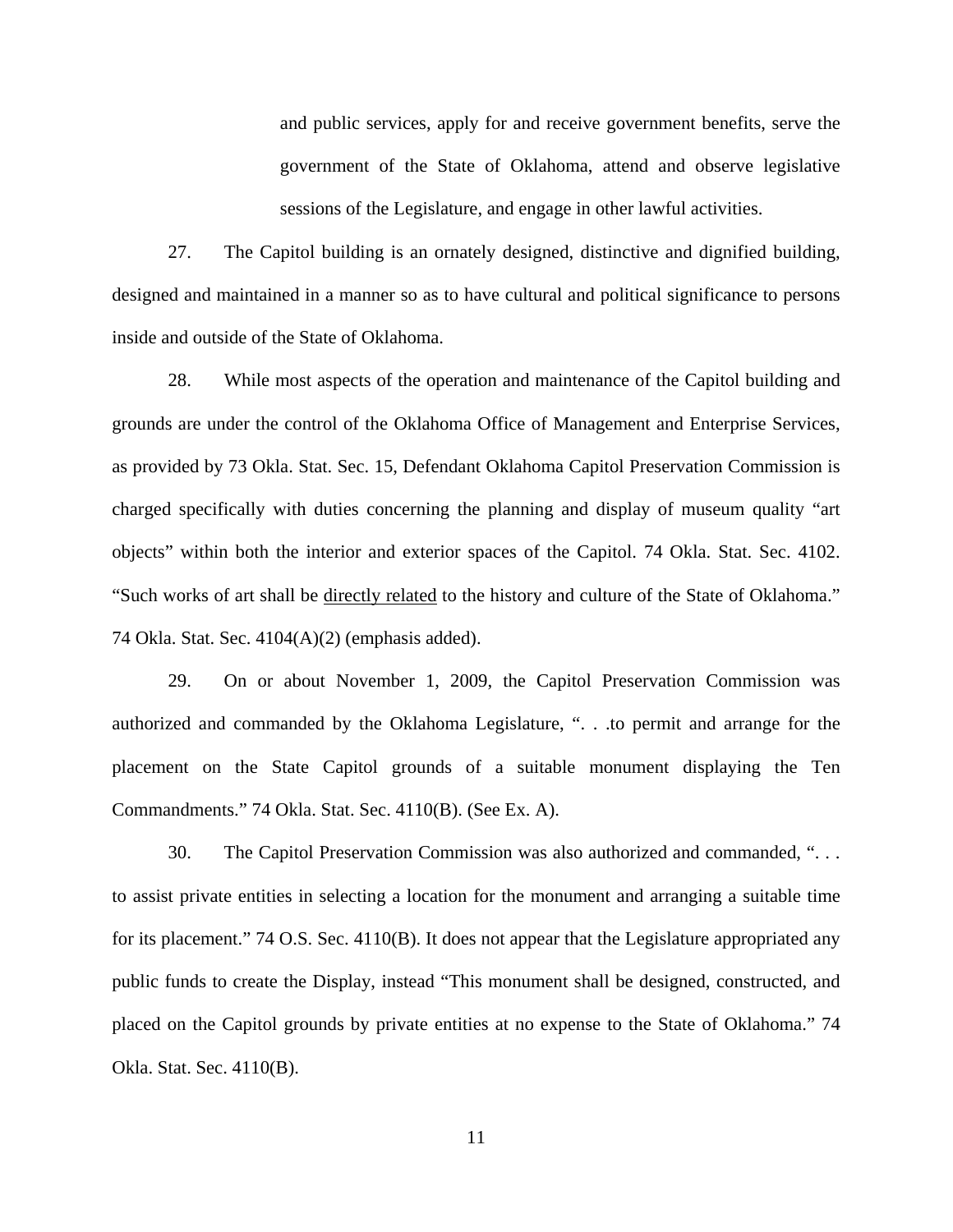and public services, apply for and receive government benefits, serve the government of the State of Oklahoma, attend and observe legislative sessions of the Legislature, and engage in other lawful activities.

27. The Capitol building is an ornately designed, distinctive and dignified building, designed and maintained in a manner so as to have cultural and political significance to persons inside and outside of the State of Oklahoma.

28. While most aspects of the operation and maintenance of the Capitol building and grounds are under the control of the Oklahoma Office of Management and Enterprise Services, as provided by 73 Okla. Stat. Sec. 15, Defendant Oklahoma Capitol Preservation Commission is charged specifically with duties concerning the planning and display of museum quality "art objects" within both the interior and exterior spaces of the Capitol. 74 Okla. Stat. Sec. 4102. "Such works of art shall be <u>directly related</u> to the history and culture of the State of Oklahoma." 74 Okla. Stat. Sec. 4104(A)(2) (emphasis added).

29. On or about November 1, 2009, the Capitol Preservation Commission was authorized and commanded by the Oklahoma Legislature, ". . .to permit and arrange for the placement on the State Capitol grounds of a suitable monument displaying the Ten Commandments." 74 Okla. Stat. Sec. 4110(B). (See Ex. A).

30. The Capitol Preservation Commission was also authorized and commanded, ". . . to assist private entities in selecting a location for the monument and arranging a suitable time for its placement." 74 O.S. Sec. 4110(B). It does not appear that the Legislature appropriated any public funds to create the Display, instead "This monument shall be designed, constructed, and placed on the Capitol grounds by private entities at no expense to the State of Oklahoma." 74 Okla. Stat. Sec. 4110(B).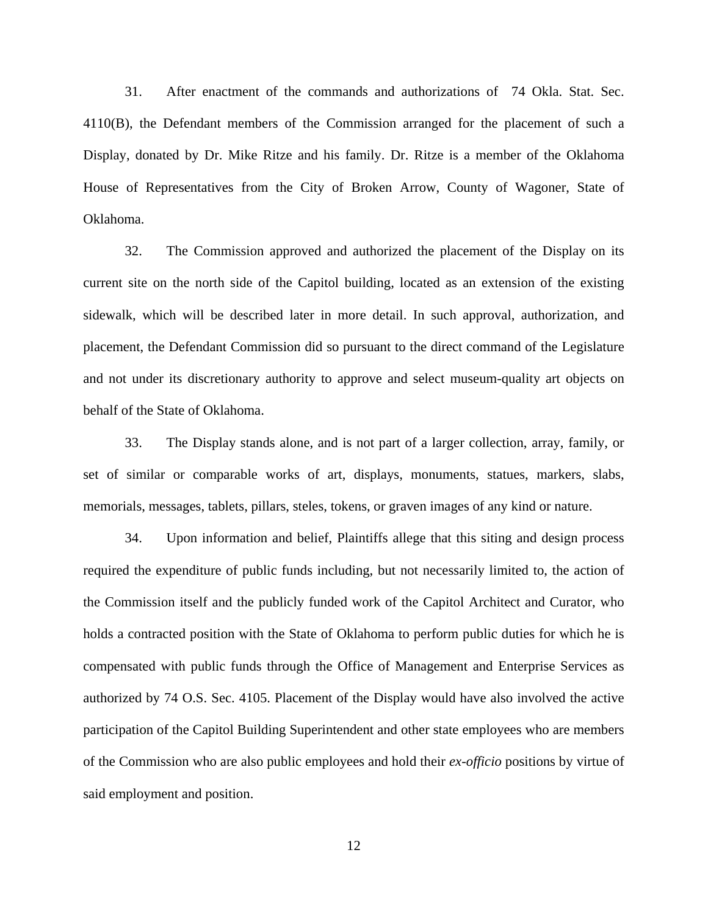31. After enactment of the commands and authorizations of 74 Okla. Stat. Sec. 4110(B), the Defendant members of the Commission arranged for the placement of such a Display, donated by Dr. Mike Ritze and his family. Dr. Ritze is a member of the Oklahoma House of Representatives from the City of Broken Arrow, County of Wagoner, State of Oklahoma.

32. The Commission approved and authorized the placement of the Display on its current site on the north side of the Capitol building, located as an extension of the existing sidewalk, which will be described later in more detail. In such approval, authorization, and placement, the Defendant Commission did so pursuant to the direct command of the Legislature and not under its discretionary authority to approve and select museum-quality art objects on behalf of the State of Oklahoma.

33. The Display stands alone, and is not part of a larger collection, array, family, or set of similar or comparable works of art, displays, monuments, statues, markers, slabs, memorials, messages, tablets, pillars, steles, tokens, or graven images of any kind or nature.

34. Upon information and belief, Plaintiffs allege that this siting and design process required the expenditure of public funds including, but not necessarily limited to, the action of the Commission itself and the publicly funded work of the Capitol Architect and Curator, who holds a contracted position with the State of Oklahoma to perform public duties for which he is compensated with public funds through the Office of Management and Enterprise Services as authorized by 74 O.S. Sec. 4105. Placement of the Display would have also involved the active participation of the Capitol Building Superintendent and other state employees who are members of the Commission who are also public employees and hold their *ex-officio* positions by virtue of said employment and position.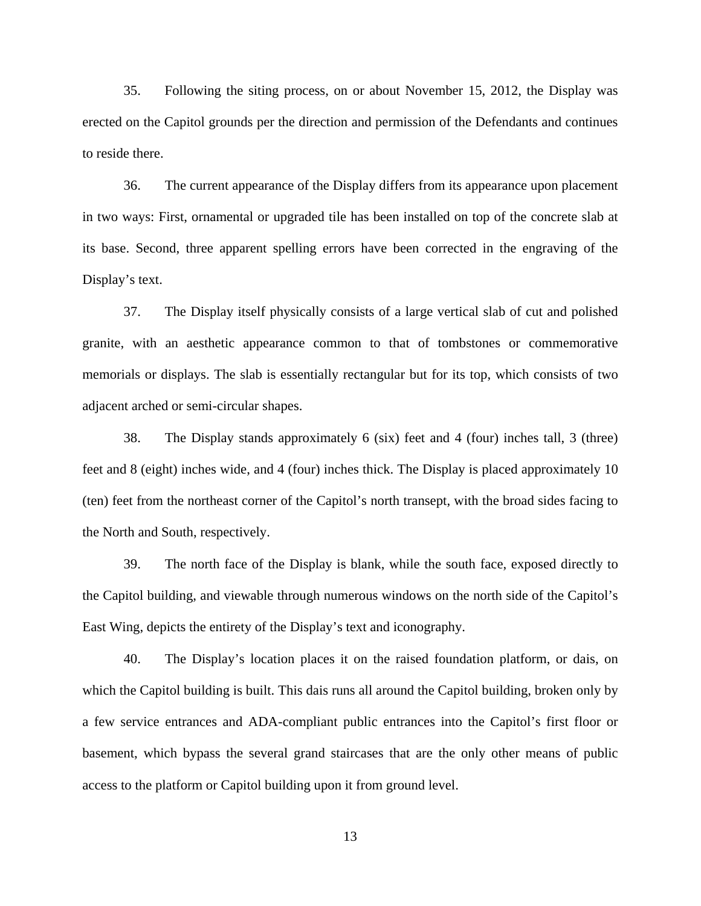35. Following the siting process, on or about November 15, 2012, the Display was erected on the Capitol grounds per the direction and permission of the Defendants and continues to reside there.

36. The current appearance of the Display differs from its appearance upon placement in two ways: First, ornamental or upgraded tile has been installed on top of the concrete slab at its base. Second, three apparent spelling errors have been corrected in the engraving of the Display's text.

37. The Display itself physically consists of a large vertical slab of cut and polished granite, with an aesthetic appearance common to that of tombstones or commemorative memorials or displays. The slab is essentially rectangular but for its top, which consists of two adjacent arched or semi-circular shapes.

38. The Display stands approximately 6 (six) feet and 4 (four) inches tall, 3 (three) feet and 8 (eight) inches wide, and 4 (four) inches thick. The Display is placed approximately 10 (ten) feet from the northeast corner of the Capitol's north transept, with the broad sides facing to the North and South, respectively.

39. The north face of the Display is blank, while the south face, exposed directly to the Capitol building, and viewable through numerous windows on the north side of the Capitol's East Wing, depicts the entirety of the Display's text and iconography.

40. The Display's location places it on the raised foundation platform, or dais, on which the Capitol building is built. This dais runs all around the Capitol building, broken only by a few service entrances and ADA-compliant public entrances into the Capitol's first floor or basement, which bypass the several grand staircases that are the only other means of public access to the platform or Capitol building upon it from ground level.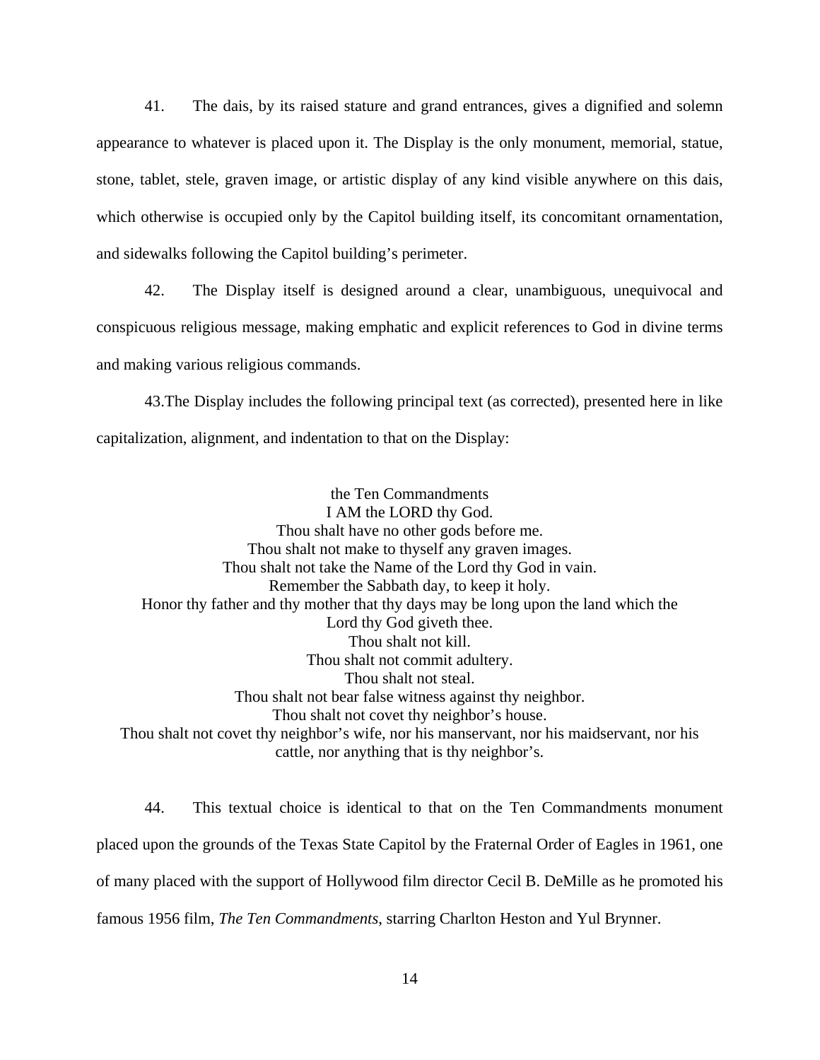41. The dais, by its raised stature and grand entrances, gives a dignified and solemn appearance to whatever is placed upon it. The Display is the only monument, memorial, statue, stone, tablet, stele, graven image, or artistic display of any kind visible anywhere on this dais, which otherwise is occupied only by the Capitol building itself, its concomitant ornamentation, and sidewalks following the Capitol building's perimeter.

42. The Display itself is designed around a clear, unambiguous, unequivocal and conspicuous religious message, making emphatic and explicit references to God in divine terms and making various religious commands.

43.The Display includes the following principal text (as corrected), presented here in like capitalization, alignment, and indentation to that on the Display:

<center>
the Ten Commandments<br>
I AM the LORD thy God.<br>
Thou shalt have no other gods before me.<br>
Thou shalt not make to thyself any graven images.<br>
Thou shalt not take the Name of the Lord thy God in vain.<br>
Remember the Sabbath day, to keep it holy.<br>
Honor thy father and thy mother that thy days may be long upon the land which the Lord thy God giveth thee.<br>
Thou shalt not kill.<br>
Thou shalt not commit adultery.<br>
Thou shalt not steal.<br>
Thou shalt not bear false witness against thy neighbor.<br>
Thou shalt not covet thy neighbor's house.<br>
Thou shalt not covet thy neighbor's wife, nor his manservant, nor his maidservant, nor his cattle, nor anything that is thy neighbor's.
</center>

44. This textual choice is identical to that on the Ten Commandments monument placed upon the grounds of the Texas State Capitol by the Fraternal Order of Eagles in 1961, one of many placed with the support of Hollywood film director Cecil B. DeMille as he promoted his famous 1956 film, *The Ten Commandments*, starring Charlton Heston and Yul Brynner.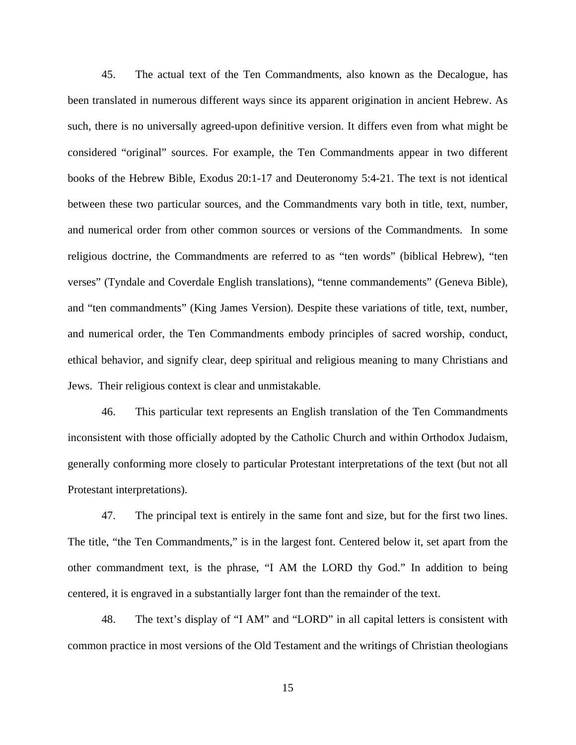45. The actual text of the Ten Commandments, also known as the Decalogue, has been translated in numerous different ways since its apparent origination in ancient Hebrew. As such, there is no universally agreed-upon definitive version. It differs even from what might be considered "original" sources. For example, the Ten Commandments appear in two different books of the Hebrew Bible, Exodus 20:1-17 and Deuteronomy 5:4-21. The text is not identical between these two particular sources, and the Commandments vary both in title, text, number, and numerical order from other common sources or versions of the Commandments. In some religious doctrine, the Commandments are referred to as "ten words" (biblical Hebrew), "ten verses" (Tyndale and Coverdale English translations), "tenne commandements" (Geneva Bible), and "ten commandments" (King James Version). Despite these variations of title, text, number, and numerical order, the Ten Commandments embody principles of sacred worship, conduct, ethical behavior, and signify clear, deep spiritual and religious meaning to many Christians and Jews. Their religious context is clear and unmistakable.

46. This particular text represents an English translation of the Ten Commandments inconsistent with those officially adopted by the Catholic Church and within Orthodox Judaism, generally conforming more closely to particular Protestant interpretations of the text (but not all Protestant interpretations).

47. The principal text is entirely in the same font and size, but for the first two lines. The title, "the Ten Commandments," is in the largest font. Centered below it, set apart from the other commandment text, is the phrase, "I AM the LORD thy God." In addition to being centered, it is engraved in a substantially larger font than the remainder of the text.

48. The text's display of "I AM" and "LORD" in all capital letters is consistent with common practice in most versions of the Old Testament and the writings of Christian theologians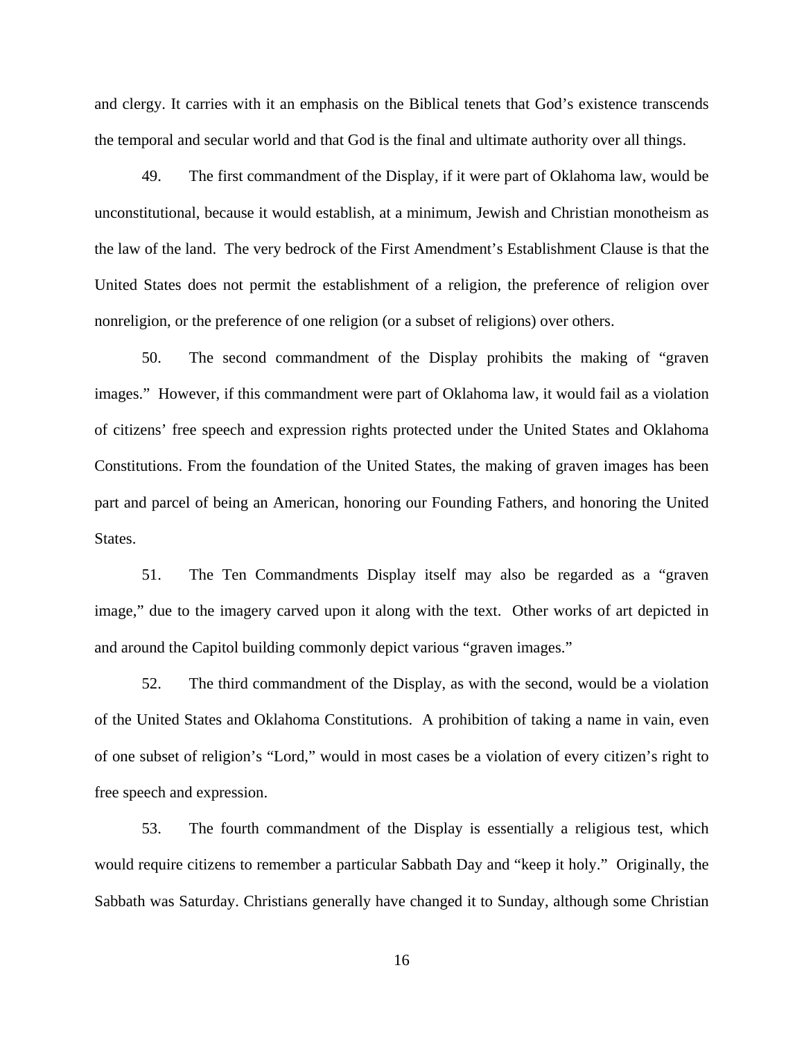and clergy. It carries with it an emphasis on the Biblical tenets that God's existence transcends the temporal and secular world and that God is the final and ultimate authority over all things.

49. The first commandment of the Display, if it were part of Oklahoma law, would be unconstitutional, because it would establish, at a minimum, Jewish and Christian monotheism as the law of the land. The very bedrock of the First Amendment's Establishment Clause is that the United States does not permit the establishment of a religion, the preference of religion over nonreligion, or the preference of one religion (or a subset of religions) over others.

50. The second commandment of the Display prohibits the making of "graven images." However, if this commandment were part of Oklahoma law, it would fail as a violation of citizens' free speech and expression rights protected under the United States and Oklahoma Constitutions. From the foundation of the United States, the making of graven images has been part and parcel of being an American, honoring our Founding Fathers, and honoring the United States.

51. The Ten Commandments Display itself may also be regarded as a "graven image," due to the imagery carved upon it along with the text. Other works of art depicted in and around the Capitol building commonly depict various "graven images."

52. The third commandment of the Display, as with the second, would be a violation of the United States and Oklahoma Constitutions. A prohibition of taking a name in vain, even of one subset of religion's "Lord," would in most cases be a violation of every citizen's right to free speech and expression.

53. The fourth commandment of the Display is essentially a religious test, which would require citizens to remember a particular Sabbath Day and "keep it holy." Originally, the Sabbath was Saturday. Christians generally have changed it to Sunday, although some Christian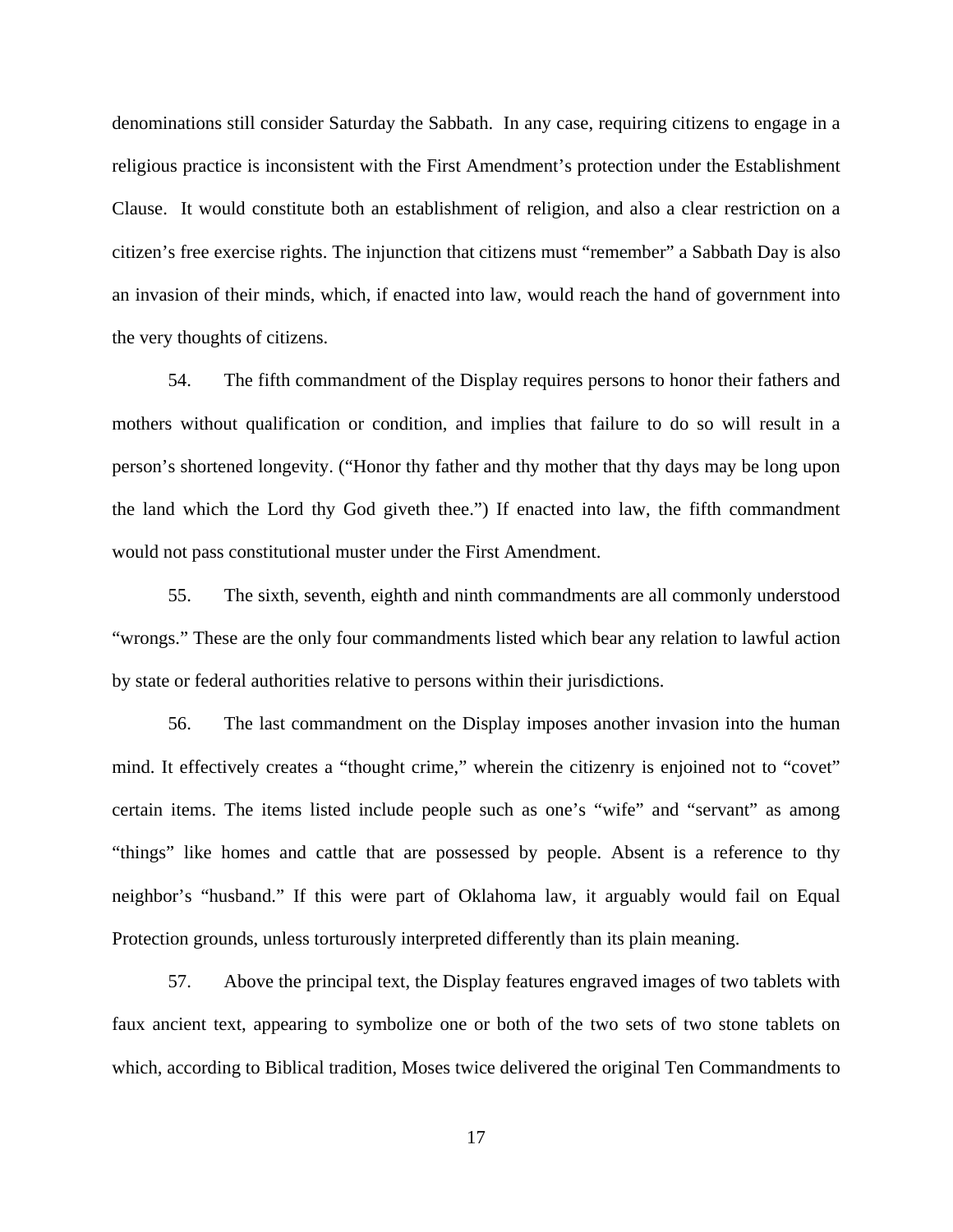denominations still consider Saturday the Sabbath. In any case, requiring citizens to engage in a religious practice is inconsistent with the First Amendment's protection under the Establishment Clause. It would constitute both an establishment of religion, and also a clear restriction on a citizen's free exercise rights. The injunction that citizens must "remember" a Sabbath Day is also an invasion of their minds, which, if enacted into law, would reach the hand of government into the very thoughts of citizens.

54. The fifth commandment of the Display requires persons to honor their fathers and mothers without qualification or condition, and implies that failure to do so will result in a person's shortened longevity. ("Honor thy father and thy mother that thy days may be long upon the land which the Lord thy God giveth thee.") If enacted into law, the fifth commandment would not pass constitutional muster under the First Amendment.

55. The sixth, seventh, eighth and ninth commandments are all commonly understood "wrongs." These are the only four commandments listed which bear any relation to lawful action by state or federal authorities relative to persons within their jurisdictions.

56. The last commandment on the Display imposes another invasion into the human mind. It effectively creates a "thought crime," wherein the citizenry is enjoined not to "covet" certain items. The items listed include people such as one's "wife" and "servant" as among "things" like homes and cattle that are possessed by people. Absent is a reference to thy neighbor's "husband." If this were part of Oklahoma law, it arguably would fail on Equal Protection grounds, unless torturously interpreted differently than its plain meaning.

57. Above the principal text, the Display features engraved images of two tablets with faux ancient text, appearing to symbolize one or both of the two sets of two stone tablets on which, according to Biblical tradition, Moses twice delivered the original Ten Commandments to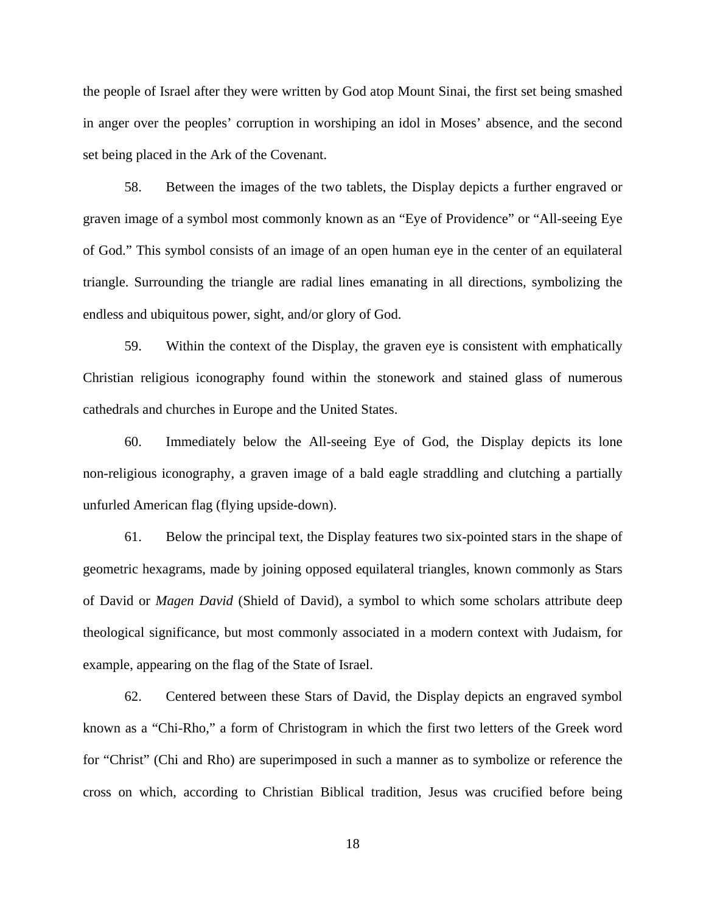the people of Israel after they were written by God atop Mount Sinai, the first set being smashed in anger over the peoples' corruption in worshiping an idol in Moses' absence, and the second set being placed in the Ark of the Covenant.

58. Between the images of the two tablets, the Display depicts a further engraved or graven image of a symbol most commonly known as an "Eye of Providence" or "All-seeing Eye of God." This symbol consists of an image of an open human eye in the center of an equilateral triangle. Surrounding the triangle are radial lines emanating in all directions, symbolizing the endless and ubiquitous power, sight, and/or glory of God.

59. Within the context of the Display, the graven eye is consistent with emphatically Christian religious iconography found within the stonework and stained glass of numerous cathedrals and churches in Europe and the United States.

60. Immediately below the All-seeing Eye of God, the Display depicts its lone non-religious iconography, a graven image of a bald eagle straddling and clutching a partially unfurled American flag (flying upside-down).

61. Below the principal text, the Display features two six-pointed stars in the shape of geometric hexagrams, made by joining opposed equilateral triangles, known commonly as Stars of David or *Magen David* (Shield of David), a symbol to which some scholars attribute deep theological significance, but most commonly associated in a modern context with Judaism, for example, appearing on the flag of the State of Israel.

62. Centered between these Stars of David, the Display depicts an engraved symbol known as a "Chi-Rho," a form of Christogram in which the first two letters of the Greek word for "Christ" (Chi and Rho) are superimposed in such a manner as to symbolize or reference the cross on which, according to Christian Biblical tradition, Jesus was crucified before being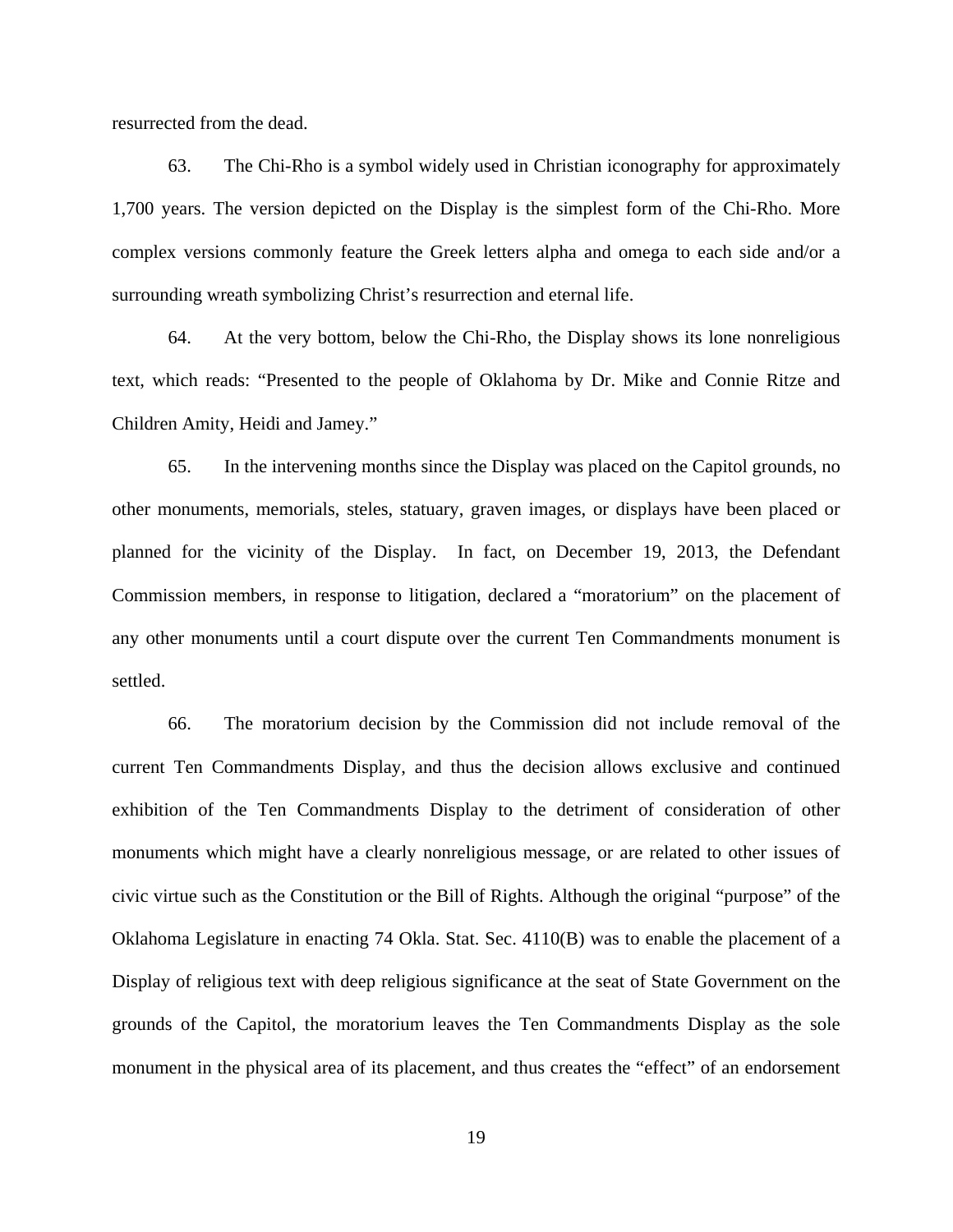resurrected from the dead.

63. The Chi-Rho is a symbol widely used in Christian iconography for approximately 1,700 years. The version depicted on the Display is the simplest form of the Chi-Rho. More complex versions commonly feature the Greek letters alpha and omega to each side and/or a surrounding wreath symbolizing Christ's resurrection and eternal life.

64. At the very bottom, below the Chi-Rho, the Display shows its lone nonreligious text, which reads: "Presented to the people of Oklahoma by Dr. Mike and Connie Ritze and Children Amity, Heidi and Jamey."

65. In the intervening months since the Display was placed on the Capitol grounds, no other monuments, memorials, steles, statuary, graven images, or displays have been placed or planned for the vicinity of the Display. In fact, on December 19, 2013, the Defendant Commission members, in response to litigation, declared a "moratorium" on the placement of any other monuments until a court dispute over the current Ten Commandments monument is settled.

66. The moratorium decision by the Commission did not include removal of the current Ten Commandments Display, and thus the decision allows exclusive and continued exhibition of the Ten Commandments Display to the detriment of consideration of other monuments which might have a clearly nonreligious message, or are related to other issues of civic virtue such as the Constitution or the Bill of Rights. Although the original "purpose" of the Oklahoma Legislature in enacting 74 Okla. Stat. Sec. 4110(B) was to enable the placement of a Display of religious text with deep religious significance at the seat of State Government on the grounds of the Capitol, the moratorium leaves the Ten Commandments Display as the sole monument in the physical area of its placement, and thus creates the "effect" of an endorsement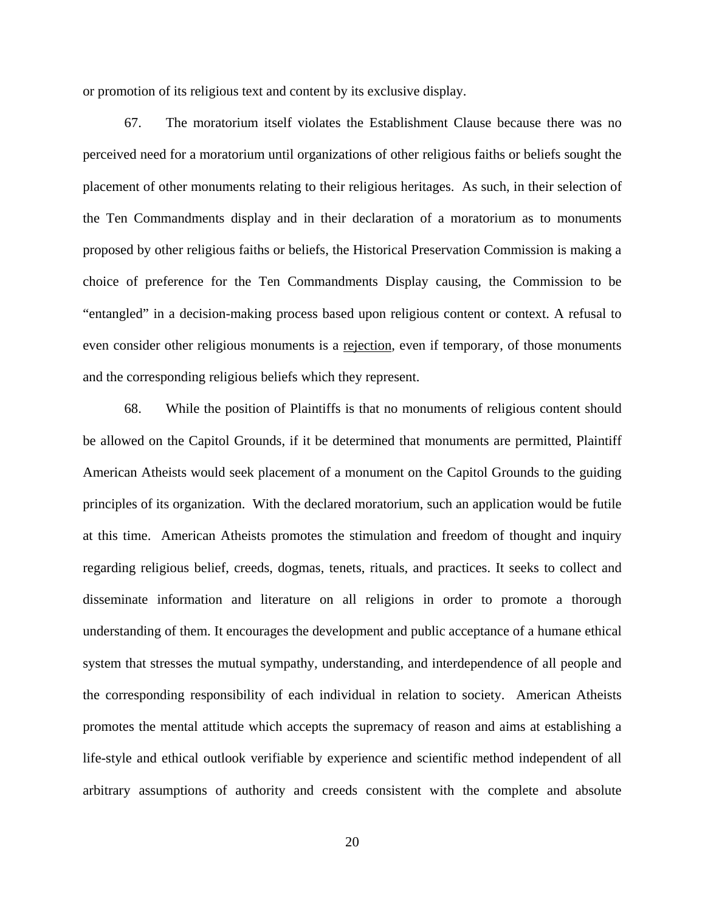or promotion of its religious text and content by its exclusive display.

67. The moratorium itself violates the Establishment Clause because there was no perceived need for a moratorium until organizations of other religious faiths or beliefs sought the placement of other monuments relating to their religious heritages. As such, in their selection of the Ten Commandments display and in their declaration of a moratorium as to monuments proposed by other religious faiths or beliefs, the Historical Preservation Commission is making a choice of preference for the Ten Commandments Display causing, the Commission to be "entangled" in a decision-making process based upon religious content or context. A refusal to even consider other religious monuments is a <u>rejection</u>, even if temporary, of those monuments and the corresponding religious beliefs which they represent.

68. While the position of Plaintiffs is that no monuments of religious content should be allowed on the Capitol Grounds, if it be determined that monuments are permitted, Plaintiff American Atheists would seek placement of a monument on the Capitol Grounds to the guiding principles of its organization. With the declared moratorium, such an application would be futile at this time. American Atheists promotes the stimulation and freedom of thought and inquiry regarding religious belief, creeds, dogmas, tenets, rituals, and practices. It seeks to collect and disseminate information and literature on all religions in order to promote a thorough understanding of them. It encourages the development and public acceptance of a humane ethical system that stresses the mutual sympathy, understanding, and interdependence of all people and the corresponding responsibility of each individual in relation to society. American Atheists promotes the mental attitude which accepts the supremacy of reason and aims at establishing a life-style and ethical outlook verifiable by experience and scientific method independent of all arbitrary assumptions of authority and creeds consistent with the complete and absolute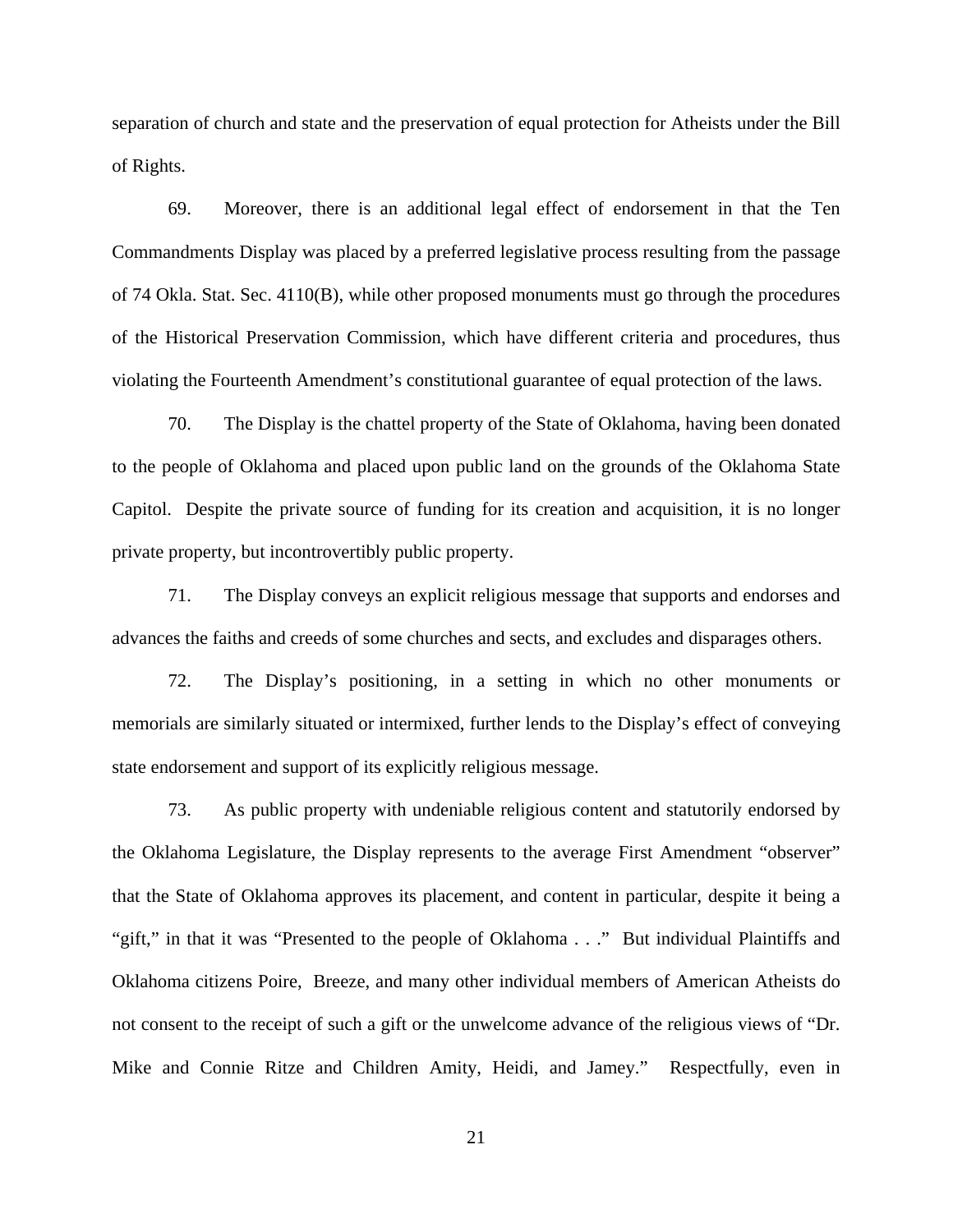separation of church and state and the preservation of equal protection for Atheists under the Bill of Rights.

69. Moreover, there is an additional legal effect of endorsement in that the Ten Commandments Display was placed by a preferred legislative process resulting from the passage of 74 Okla. Stat. Sec. 4110(B), while other proposed monuments must go through the procedures of the Historical Preservation Commission, which have different criteria and procedures, thus violating the Fourteenth Amendment's constitutional guarantee of equal protection of the laws.

70. The Display is the chattel property of the State of Oklahoma, having been donated to the people of Oklahoma and placed upon public land on the grounds of the Oklahoma State Capitol. Despite the private source of funding for its creation and acquisition, it is no longer private property, but incontrovertibly public property.

71. The Display conveys an explicit religious message that supports and endorses and advances the faiths and creeds of some churches and sects, and excludes and disparages others.

72. The Display's positioning, in a setting in which no other monuments or memorials are similarly situated or intermixed, further lends to the Display's effect of conveying state endorsement and support of its explicitly religious message.

73. As public property with undeniable religious content and statutorily endorsed by the Oklahoma Legislature, the Display represents to the average First Amendment "observer" that the State of Oklahoma approves its placement, and content in particular, despite it being a "gift," in that it was "Presented to the people of Oklahoma . . ." But individual Plaintiffs and Oklahoma citizens Poire, Breeze, and many other individual members of American Atheists do not consent to the receipt of such a gift or the unwelcome advance of the religious views of "Dr. Mike and Connie Ritze and Children Amity, Heidi, and Jamey." Respectfully, even in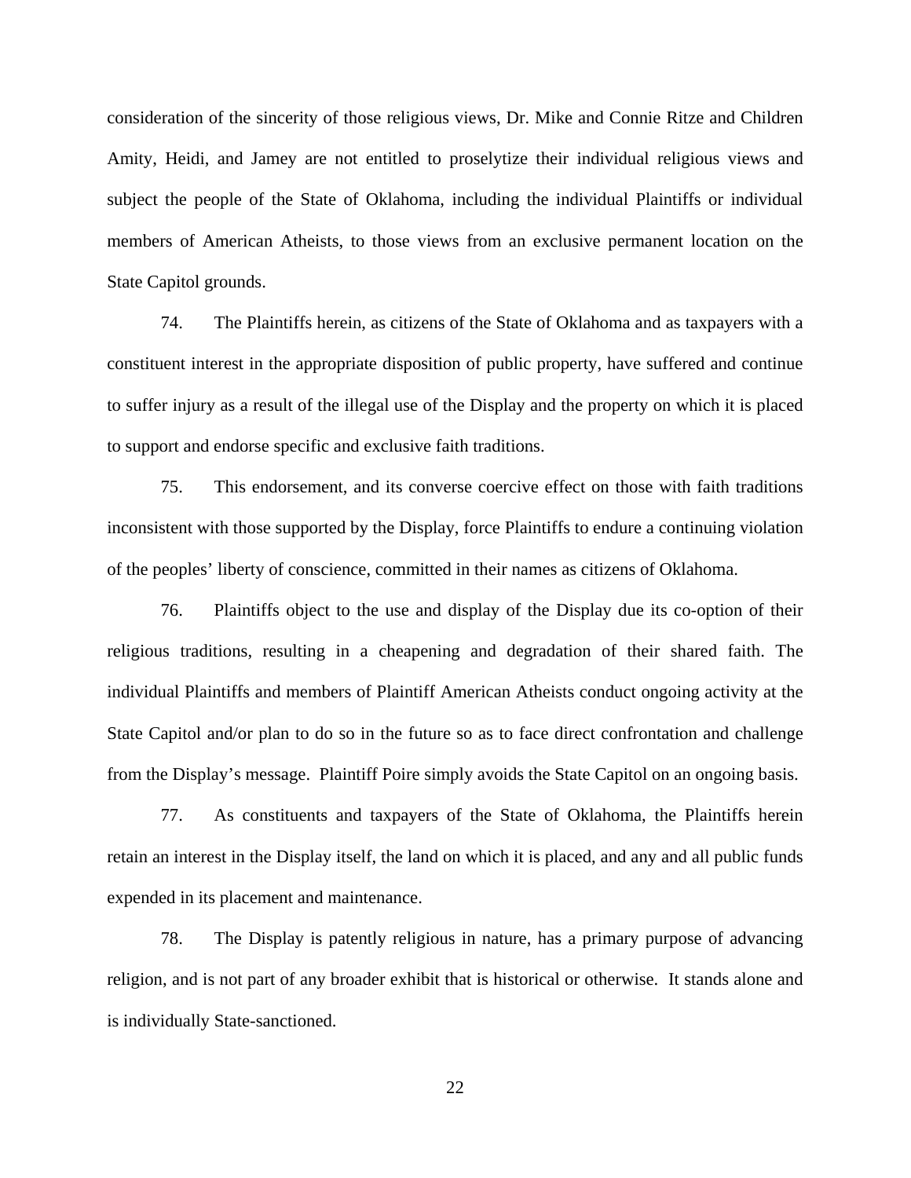consideration of the sincerity of those religious views, Dr. Mike and Connie Ritze and Children Amity, Heidi, and Jamey are not entitled to proselytize their individual religious views and subject the people of the State of Oklahoma, including the individual Plaintiffs or individual members of American Atheists, to those views from an exclusive permanent location on the State Capitol grounds.

74. The Plaintiffs herein, as citizens of the State of Oklahoma and as taxpayers with a constituent interest in the appropriate disposition of public property, have suffered and continue to suffer injury as a result of the illegal use of the Display and the property on which it is placed to support and endorse specific and exclusive faith traditions.

75. This endorsement, and its converse coercive effect on those with faith traditions inconsistent with those supported by the Display, force Plaintiffs to endure a continuing violation of the peoples' liberty of conscience, committed in their names as citizens of Oklahoma.

76. Plaintiffs object to the use and display of the Display due its co-option of their religious traditions, resulting in a cheapening and degradation of their shared faith. The individual Plaintiffs and members of Plaintiff American Atheists conduct ongoing activity at the State Capitol and/or plan to do so in the future so as to face direct confrontation and challenge from the Display's message. Plaintiff Poire simply avoids the State Capitol on an ongoing basis.

77. As constituents and taxpayers of the State of Oklahoma, the Plaintiffs herein retain an interest in the Display itself, the land on which it is placed, and any and all public funds expended in its placement and maintenance.

78. The Display is patently religious in nature, has a primary purpose of advancing religion, and is not part of any broader exhibit that is historical or otherwise. It stands alone and is individually State-sanctioned.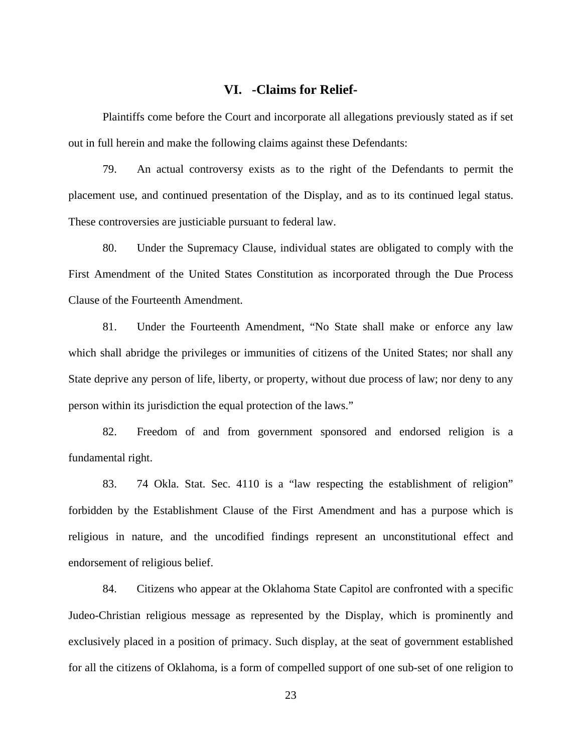## VI. -Claims for Relief-

Plaintiffs come before the Court and incorporate all allegations previously stated as if set out in full herein and make the following claims against these Defendants:

79. An actual controversy exists as to the right of the Defendants to permit the placement use, and continued presentation of the Display, and as to its continued legal status. These controversies are justiciable pursuant to federal law.

80. Under the Supremacy Clause, individual states are obligated to comply with the First Amendment of the United States Constitution as incorporated through the Due Process Clause of the Fourteenth Amendment.

81. Under the Fourteenth Amendment, "No State shall make or enforce any law which shall abridge the privileges or immunities of citizens of the United States; nor shall any State deprive any person of life, liberty, or property, without due process of law; nor deny to any person within its jurisdiction the equal protection of the laws."

82. Freedom of and from government sponsored and endorsed religion is a fundamental right.

83. 74 Okla. Stat. Sec. 4110 is a "law respecting the establishment of religion" forbidden by the Establishment Clause of the First Amendment and has a purpose which is religious in nature, and the uncodified findings represent an unconstitutional effect and endorsement of religious belief.

84. Citizens who appear at the Oklahoma State Capitol are confronted with a specific Judeo-Christian religious message as represented by the Display, which is prominently and exclusively placed in a position of primacy. Such display, at the seat of government established for all the citizens of Oklahoma, is a form of compelled support of one sub-set of one religion to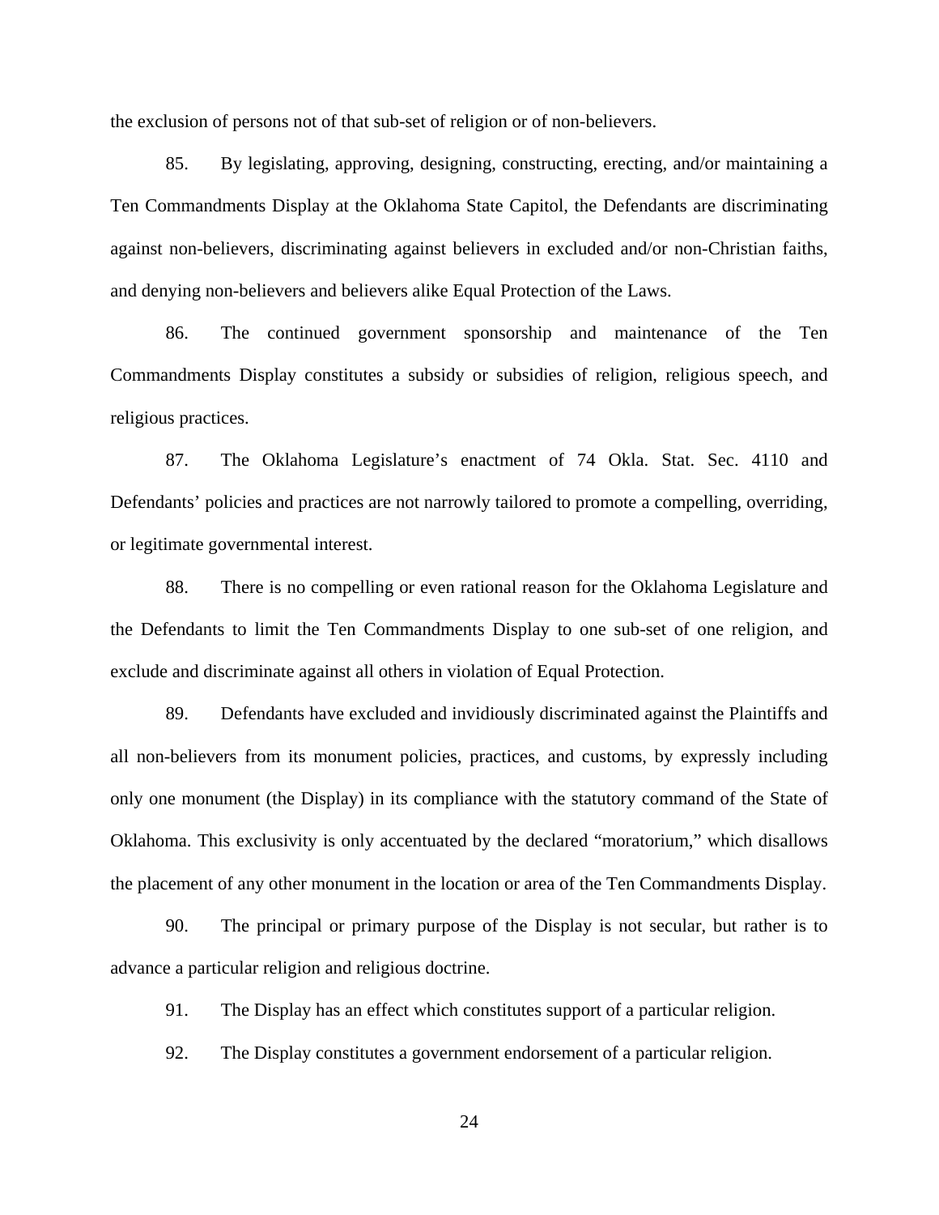the exclusion of persons not of that sub-set of religion or of non-believers.

85. By legislating, approving, designing, constructing, erecting, and/or maintaining a Ten Commandments Display at the Oklahoma State Capitol, the Defendants are discriminating against non-believers, discriminating against believers in excluded and/or non-Christian faiths, and denying non-believers and believers alike Equal Protection of the Laws.

86. The continued government sponsorship and maintenance of the Ten Commandments Display constitutes a subsidy or subsidies of religion, religious speech, and religious practices.

87. The Oklahoma Legislature's enactment of 74 Okla. Stat. Sec. 4110 and Defendants' policies and practices are not narrowly tailored to promote a compelling, overriding, or legitimate governmental interest.

88. There is no compelling or even rational reason for the Oklahoma Legislature and the Defendants to limit the Ten Commandments Display to one sub-set of one religion, and exclude and discriminate against all others in violation of Equal Protection.

89. Defendants have excluded and invidiously discriminated against the Plaintiffs and all non-believers from its monument policies, practices, and customs, by expressly including only one monument (the Display) in its compliance with the statutory command of the State of Oklahoma. This exclusivity is only accentuated by the declared "moratorium," which disallows the placement of any other monument in the location or area of the Ten Commandments Display.

90. The principal or primary purpose of the Display is not secular, but rather is to advance a particular religion and religious doctrine.

91. The Display has an effect which constitutes support of a particular religion.

92. The Display constitutes a government endorsement of a particular religion.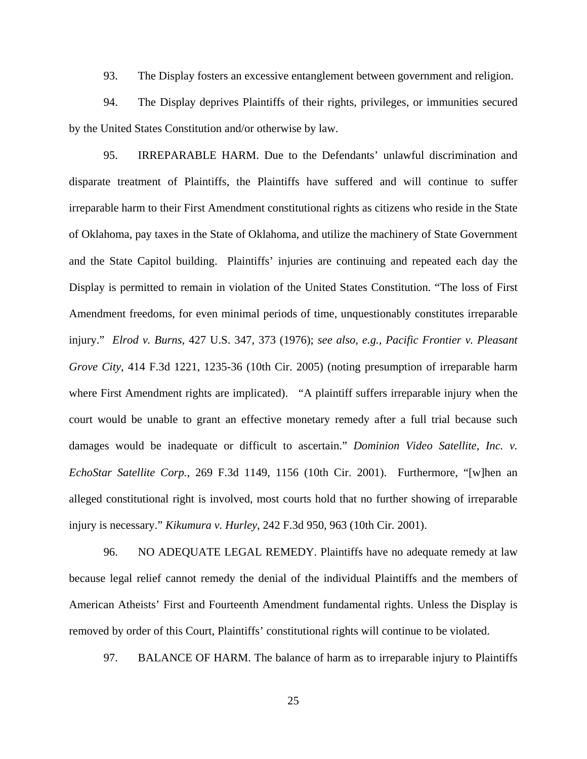93. The Display fosters an excessive entanglement between government and religion.

94. The Display deprives Plaintiffs of their rights, privileges, or immunities secured by the United States Constitution and/or otherwise by law.

95. IRREPARABLE HARM. Due to the Defendants' unlawful discrimination and disparate treatment of Plaintiffs, the Plaintiffs have suffered and will continue to suffer irreparable harm to their First Amendment constitutional rights as citizens who reside in the State of Oklahoma, pay taxes in the State of Oklahoma, and utilize the machinery of State Government and the State Capitol building. Plaintiffs' injuries are continuing and repeated each day the Display is permitted to remain in violation of the United States Constitution. "The loss of First Amendment freedoms, for even minimal periods of time, unquestionably constitutes irreparable injury." *Elrod v. Burns*, 427 U.S. 347, 373 (1976); *see also, e.g., Pacific Frontier v. Pleasant Grove City*, 414 F.3d 1221, 1235-36 (10th Cir. 2005) (noting presumption of irreparable harm where First Amendment rights are implicated). "A plaintiff suffers irreparable injury when the court would be unable to grant an effective monetary remedy after a full trial because such damages would be inadequate or difficult to ascertain." *Dominion Video Satellite, Inc. v. EchoStar Satellite Corp.*, 269 F.3d 1149, 1156 (10th Cir. 2001). Furthermore, "[w]hen an alleged constitutional right is involved, most courts hold that no further showing of irreparable injury is necessary." *Kikumura v. Hurley*, 242 F.3d 950, 963 (10th Cir. 2001).

96. NO ADEQUATE LEGAL REMEDY. Plaintiffs have no adequate remedy at law because legal relief cannot remedy the denial of the individual Plaintiffs and the members of American Atheists' First and Fourteenth Amendment fundamental rights. Unless the Display is removed by order of this Court, Plaintiffs' constitutional rights will continue to be violated.

97. BALANCE OF HARM. The balance of harm as to irreparable injury to Plaintiffs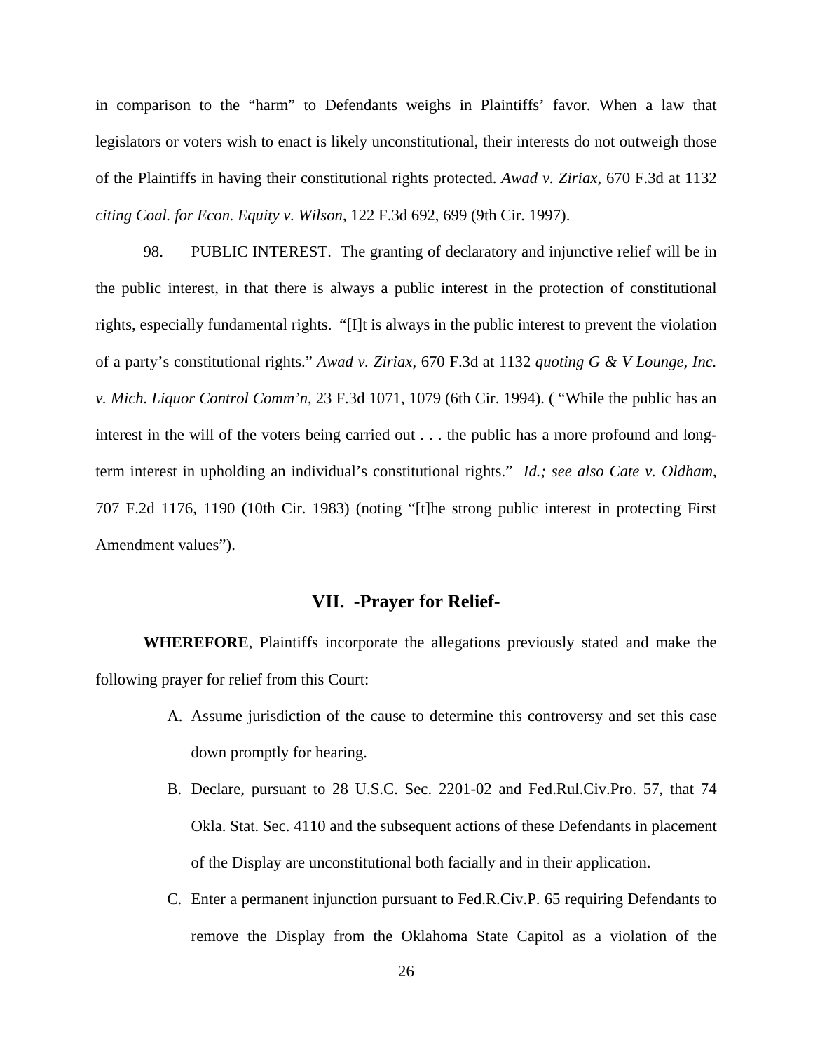in comparison to the "harm" to Defendants weighs in Plaintiffs' favor. When a law that legislators or voters wish to enact is likely unconstitutional, their interests do not outweigh those of the Plaintiffs in having their constitutional rights protected. *Awad v. Ziriax*, 670 F.3d at 1132 *citing Coal. for Econ. Equity v. Wilson*, 122 F.3d 692, 699 (9th Cir. 1997).

98. PUBLIC INTEREST. The granting of declaratory and injunctive relief will be in the public interest, in that there is always a public interest in the protection of constitutional rights, especially fundamental rights. "[I]t is always in the public interest to prevent the violation of a party's constitutional rights." *Awad v. Ziriax*, 670 F.3d at 1132 *quoting G & V Lounge, Inc. v. Mich. Liquor Control Comm'n*, 23 F.3d 1071, 1079 (6th Cir. 1994). ( "While the public has an interest in the will of the voters being carried out . . . the public has a more profound and long-term interest in upholding an individual's constitutional rights." *Id.; see also Cate v. Oldham*, 707 F.2d 1176, 1190 (10th Cir. 1983) (noting "[t]he strong public interest in protecting First Amendment values").

## VII. -Prayer for Relief-

**WHEREFORE**, Plaintiffs incorporate the allegations previously stated and make the following prayer for relief from this Court:

A. Assume jurisdiction of the cause to determine this controversy and set this case down promptly for hearing.

B. Declare, pursuant to 28 U.S.C. Sec. 2201-02 and Fed.Rul.Civ.Pro. 57, that 74 Okla. Stat. Sec. 4110 and the subsequent actions of these Defendants in placement of the Display are unconstitutional both facially and in their application.

C. Enter a permanent injunction pursuant to Fed.R.Civ.P. 65 requiring Defendants to remove the Display from the Oklahoma State Capitol as a violation of the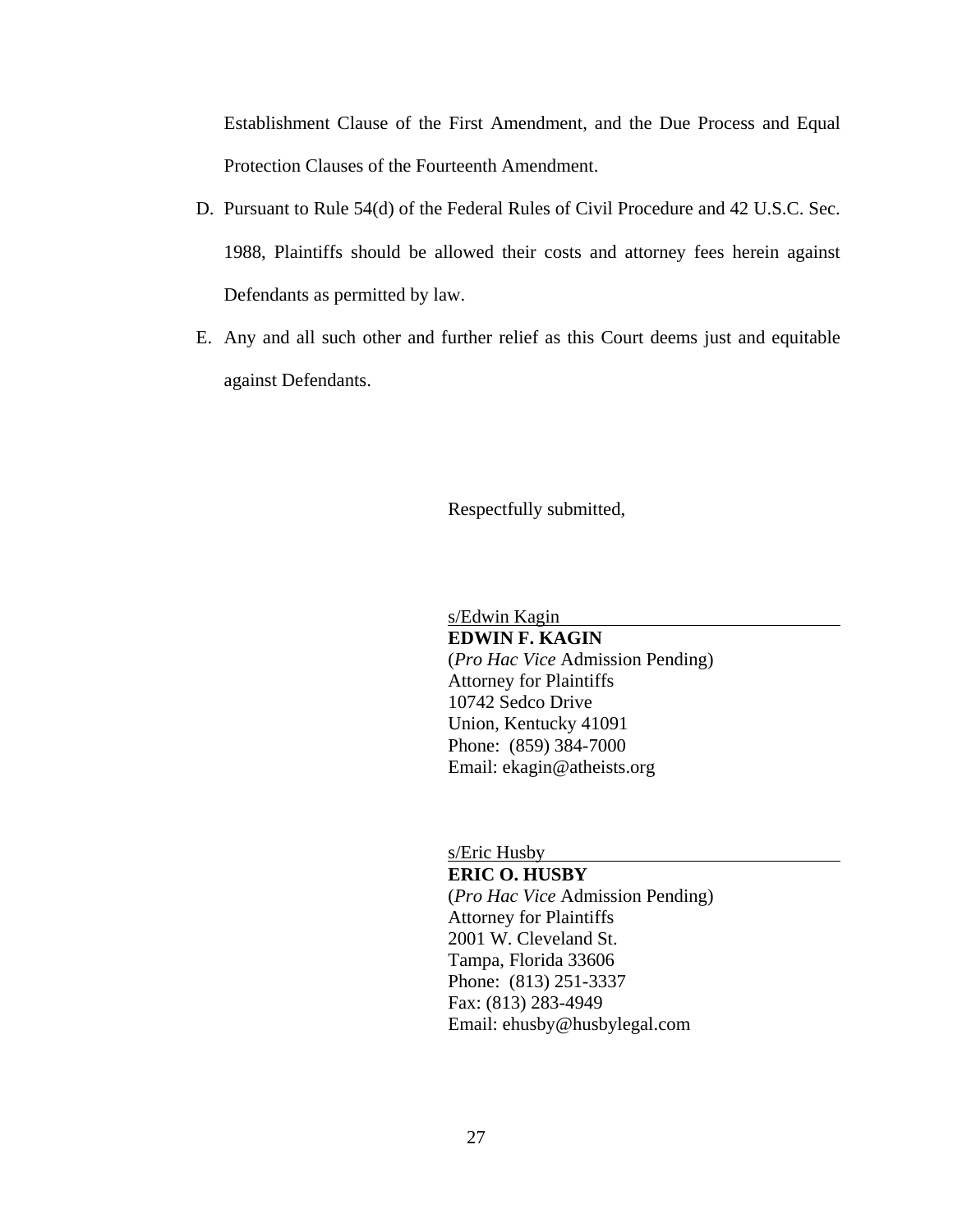Establishment Clause of the First Amendment, and the Due Process and Equal Protection Clauses of the Fourteenth Amendment.

D. Pursuant to Rule 54(d) of the Federal Rules of Civil Procedure and 42 U.S.C. Sec. 1988, Plaintiffs should be allowed their costs and attorney fees herein against Defendants as permitted by law.

E. Any and all such other and further relief as this Court deems just and equitable against Defendants.

Respectfully submitted,

s/Edwin Kagin
**EDWIN F. KAGIN**
(*Pro Hac Vice* Admission Pending)
Attorney for Plaintiffs
10742 Sedco Drive
Union, Kentucky 41091
Phone: (859) 384-7000
Email: ekagin@atheists.org

s/Eric Husby
**ERIC O. HUSBY**
(*Pro Hac Vice* Admission Pending)
Attorney for Plaintiffs
2001 W. Cleveland St.
Tampa, Florida 33606
Phone: (813) 251-3337
Fax: (813) 283-4949
Email: ehusby@husbylegal.com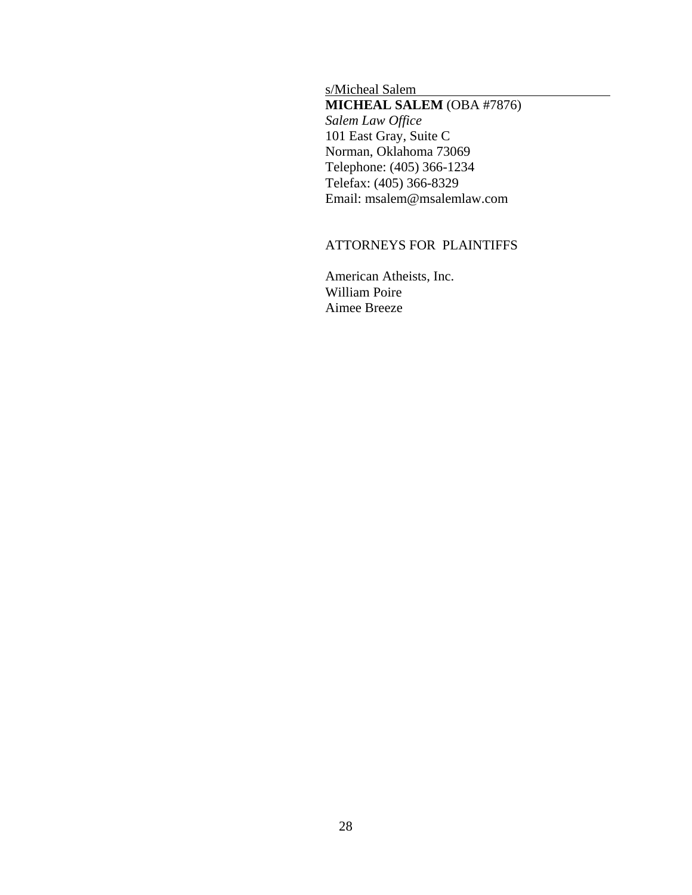s/Micheal Salem

**MICHEAL SALEM** (OBA #7876)
*Salem Law Office*
101 East Gray, Suite C
Norman, Oklahoma 73069
Telephone: (405) 366-1234
Telefax: (405) 366-8329
Email: msalem@msalemlaw.com

ATTORNEYS FOR PLAINTIFFS

American Atheists, Inc.
William Poire
Aimee Breeze